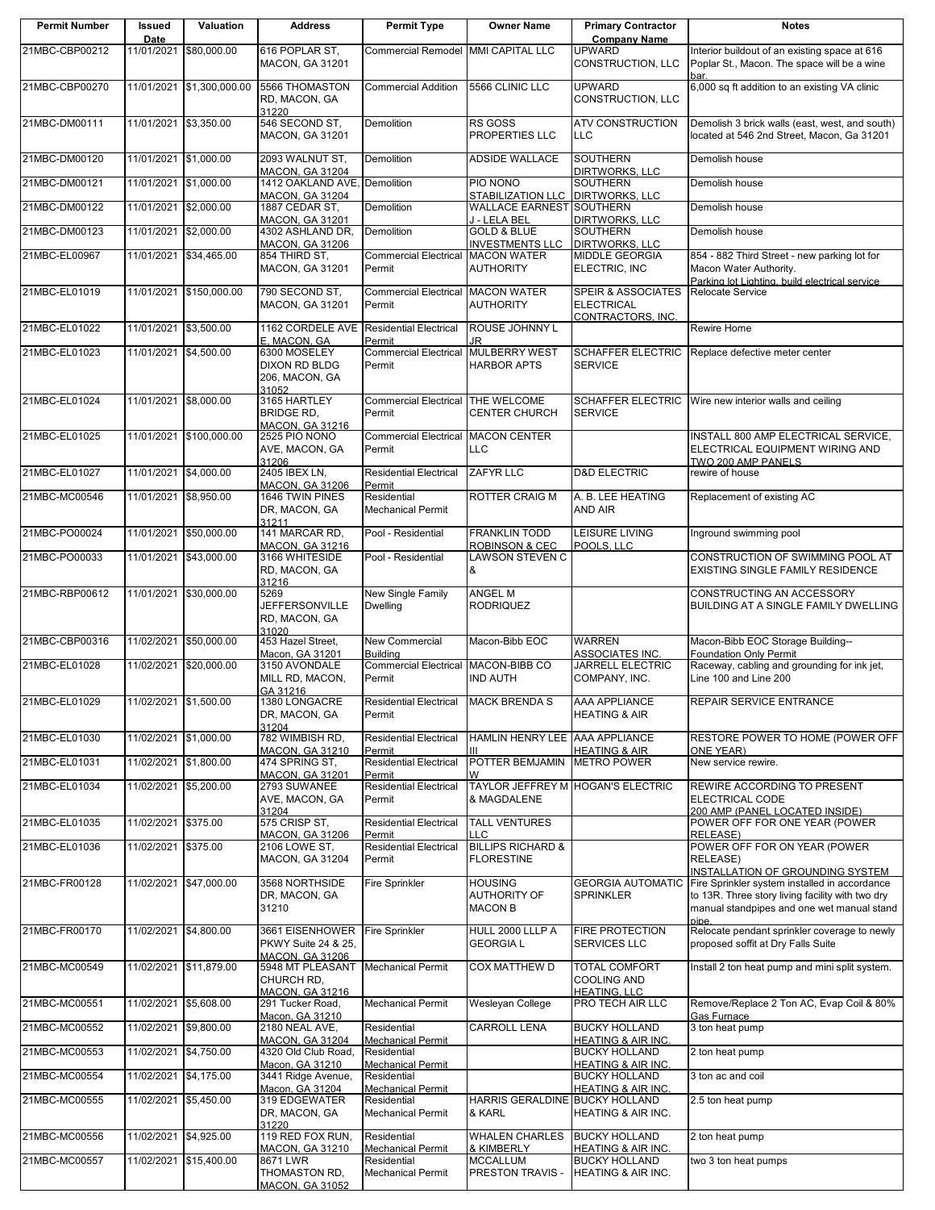| Permit Number | Issued Date | Valuation | Address | Permit Type | Owner Name | Primary Contractor Company Name | Notes |
|---|---|---|---|---|---|---|---|
| 21MBC-CBP00212 | 11/01/2021 | $80,000.00 | 616 POPLAR ST, MACON, GA 31201 | Commercial Remodel | MMI CAPITAL LLC | UPWARD CONSTRUCTION, LLC | Interior buildout of an existing space at 616 Poplar St., Macon. The space will be a wine bar. |
| 21MBC-CBP00270 | 11/01/2021 | $1,300,000.00 | 5566 THOMASTON RD, MACON, GA 31220 | Commercial Addition | 5566 CLINIC LLC | UPWARD CONSTRUCTION, LLC | 6,000 sq ft addition to an existing VA clinic |
| 21MBC-DM00111 | 11/01/2021 | $3,350.00 | 546 SECOND ST, MACON, GA 31201 | Demolition | RS GOSS PROPERTIES LLC | ATV CONSTRUCTION LLC | Demolish 3 brick walls (east, west, and south) located at 546 2nd Street, Macon, Ga 31201 |
| 21MBC-DM00120 | 11/01/2021 | $1,000.00 | 2093 WALNUT ST, MACON, GA 31204 | Demolition | ADSIDE WALLACE | SOUTHERN DIRTWORKS, LLC | Demolish house |
| 21MBC-DM00121 | 11/01/2021 | $1,000.00 | 1412 OAKLAND AVE, MACON, GA 31204 | Demolition | PIO NONO STABILIZATION LLC | SOUTHERN DIRTWORKS, LLC | Demolish house |
| 21MBC-DM00122 | 11/01/2021 | $2,000.00 | 1887 CEDAR ST, MACON, GA 31201 | Demolition | WALLACE EARNEST J - LELA BEL | SOUTHERN DIRTWORKS, LLC | Demolish house |
| 21MBC-DM00123 | 11/01/2021 | $2,000.00 | 4302 ASHLAND DR, MACON, GA 31206 | Demolition | GOLD & BLUE INVESTMENTS LLC | SOUTHERN DIRTWORKS, LLC | Demolish house |
| 21MBC-EL00967 | 11/01/2021 | $34,465.00 | 854 THIRD ST, MACON, GA 31201 | Commercial Electrical Permit | MACON WATER AUTHORITY | MIDDLE GEORGIA ELECTRIC, INC | 854 - 882 Third Street - new parking lot for Macon Water Authority. Parking lot Lighting, build electrical service |
| 21MBC-EL01019 | 11/01/2021 | $150,000.00 | 790 SECOND ST, MACON, GA 31201 | Commercial Electrical Permit | MACON WATER AUTHORITY | SPEIR & ASSOCIATES ELECTRICAL CONTRACTORS, INC. | Relocate Service |
| 21MBC-EL01022 | 11/01/2021 | $3,500.00 | 1162 CORDELE AVE E, MACON, GA | Residential Electrical Permit | ROUSE JOHNNY L JR | | Rewire Home |
| 21MBC-EL01023 | 11/01/2021 | $4,500.00 | 6300 MOSELEY DIXON RD BLDG 206, MACON, GA 31052 | Commercial Electrical Permit | MULBERRY WEST HARBOR APTS | SCHAFFER ELECTRIC SERVICE | Replace defective meter center |
| 21MBC-EL01024 | 11/01/2021 | $8,000.00 | 3165 HARTLEY BRIDGE RD, MACON, GA 31216 | Commercial Electrical Permit | THE WELCOME CENTER CHURCH | SCHAFFER ELECTRIC SERVICE | Wire new interior walls and ceiling |
| 21MBC-EL01025 | 11/01/2021 | $100,000.00 | 2525 PIO NONO AVE, MACON, GA 31206 | Commercial Electrical Permit | MACON CENTER LLC | | INSTALL 800 AMP ELECTRICAL SERVICE, ELECTRICAL EQUIPMENT WIRING AND TWO 200 AMP PANELS |
| 21MBC-EL01027 | 11/01/2021 | $4,000.00 | 2405 IBEX LN, MACON, GA 31206 | Residential Electrical Permit | ZAFYR LLC | D&D ELECTRIC | rewire of house |
| 21MBC-MC00546 | 11/01/2021 | $8,950.00 | 1646 TWIN PINES DR, MACON, GA 31211 | Residential Mechanical Permit | ROTTER CRAIG M | A. B. LEE HEATING AND AIR | Replacement of existing AC |
| 21MBC-PO00024 | 11/01/2021 | $50,000.00 | 141 MARCAR RD, MACON, GA 31216 | Pool - Residential | FRANKLIN TODD ROBINSON & CEC | LEISURE LIVING POOLS, LLC | Inground swimming pool |
| 21MBC-PO00033 | 11/01/2021 | $43,000.00 | 3166 WHITESIDE RD, MACON, GA 31216 | Pool - Residential | LAWSON STEVEN C & | | CONSTRUCTION OF SWIMMING POOL AT EXISTING SINGLE FAMILY RESIDENCE |
| 21MBC-RBP00612 | 11/01/2021 | $30,000.00 | 5269 JEFFERSONVILLE RD, MACON, GA 31020 | New Single Family Dwelling | ANGEL M RODRIQUEZ | | CONSTRUCTING AN ACCESSORY BUILDING AT A SINGLE FAMILY DWELLING |
| 21MBC-CBP00316 | 11/02/2021 | $50,000.00 | 453 Hazel Street, Macon, GA 31201 | New Commercial Building | Macon-Bibb EOC | WARREN ASSOCIATES INC. | Macon-Bibb EOC Storage Building--Foundation Only Permit |
| 21MBC-EL01028 | 11/02/2021 | $20,000.00 | 3150 AVONDALE MILL RD, MACON, GA 31216 | Commercial Electrical Permit | MACON-BIBB CO IND AUTH | JARRELL ELECTRIC COMPANY, INC. | Raceway, cabling and grounding for ink jet, Line 100 and Line 200 |
| 21MBC-EL01029 | 11/02/2021 | $1,500.00 | 1380 LONGACRE DR, MACON, GA 31204 | Residential Electrical Permit | MACK BRENDA S | AAA APPLIANCE HEATING & AIR | REPAIR SERVICE ENTRANCE |
| 21MBC-EL01030 | 11/02/2021 | $1,000.00 | 782 WIMBISH RD, MACON, GA 31210 | Residential Electrical Permit | HAMLIN HENRY LEE III | AAA APPLIANCE HEATING & AIR | RESTORE POWER TO HOME (POWER OFF ONE YEAR) |
| 21MBC-EL01031 | 11/02/2021 | $1,800.00 | 474 SPRING ST, MACON, GA 31201 | Residential Electrical Permit | POTTER BEMJAMIN W | METRO POWER | New service rewire. |
| 21MBC-EL01034 | 11/02/2021 | $5,200.00 | 2793 SUWANEE AVE, MACON, GA 31204 | Residential Electrical Permit | TAYLOR JEFFREY M & MAGDALENE | HOGAN'S ELECTRIC | REWIRE ACCORDING TO PRESENT ELECTRICAL CODE 200 AMP (PANEL LOCATED INSIDE) |
| 21MBC-EL01035 | 11/02/2021 | $375.00 | 575 CRISP ST, MACON, GA 31206 | Residential Electrical Permit | TALL VENTURES LLC | | POWER OFF FOR ONE YEAR (POWER RELEASE) |
| 21MBC-EL01036 | 11/02/2021 | $375.00 | 2106 LOWE ST, MACON, GA 31204 | Residential Electrical Permit | BILLIPS RICHARD & FLORESTINE | | POWER OFF FOR ON YEAR (POWER RELEASE) INSTALLATION OF GROUNDING SYSTEM |
| 21MBC-FR00128 | 11/02/2021 | $47,000.00 | 3568 NORTHSIDE DR, MACON, GA 31210 | Fire Sprinkler | HOUSING AUTHORITY OF MACON B | GEORGIA AUTOMATIC SPRINKLER | Fire Sprinkler system installed in accordance to 13R. Three story living facility with two dry manual standpipes and one wet manual stand pipe. |
| 21MBC-FR00170 | 11/02/2021 | $4,800.00 | 3661 EISENHOWER PKWY Suite 24 & 25, MACON, GA 31206 | Fire Sprinkler | HULL 2000 LLLP A GEORGIA L | FIRE PROTECTION SERVICES LLC | Relocate pendant sprinkler coverage to newly proposed soffit at Dry Falls Suite |
| 21MBC-MC00549 | 11/02/2021 | $11,879.00 | 5948 MT PLEASANT CHURCH RD, MACON, GA 31216 | Mechanical Permit | COX MATTHEW D | TOTAL COMFORT COOLING AND HEATING, LLC | Install 2 ton heat pump and mini split system. |
| 21MBC-MC00551 | 11/02/2021 | $5,608.00 | 291 Tucker Road, Macon, GA 31210 | Mechanical Permit | Wesleyan College | PRO TECH AIR LLC | Remove/Replace 2 Ton AC, Evap Coil & 80% Gas Furnace |
| 21MBC-MC00552 | 11/02/2021 | $9,800.00 | 2180 NEAL AVE, MACON, GA 31204 | Residential Mechanical Permit | CARROLL LENA | BUCKY HOLLAND HEATING & AIR INC. | 3 ton heat pump |
| 21MBC-MC00553 | 11/02/2021 | $4,750.00 | 4320 Old Club Road, Macon, GA 31210 | Residential Mechanical Permit | | BUCKY HOLLAND HEATING & AIR INC. | 2 ton heat pump |
| 21MBC-MC00554 | 11/02/2021 | $4,175.00 | 3441 Ridge Avenue, Macon, GA 31204 | Residential Mechanical Permit | | BUCKY HOLLAND HEATING & AIR INC. | 3 ton ac and coil |
| 21MBC-MC00555 | 11/02/2021 | $5,450.00 | 319 EDGEWATER DR, MACON, GA 31220 | Residential Mechanical Permit | HARRIS GERALDINE & KARL | BUCKY HOLLAND HEATING & AIR INC. | 2.5 ton heat pump |
| 21MBC-MC00556 | 11/02/2021 | $4,925.00 | 119 RED FOX RUN, MACON, GA 31210 | Residential Mechanical Permit | WHALEN CHARLES & KIMBERLY | BUCKY HOLLAND HEATING & AIR INC. | 2 ton heat pump |
| 21MBC-MC00557 | 11/02/2021 | $15,400.00 | 8671 LWR THOMASTON RD, MACON, GA 31052 | Residential Mechanical Permit | MCCALLUM PRESTON TRAVIS - | BUCKY HOLLAND HEATING & AIR INC. | two 3 ton heat pumps |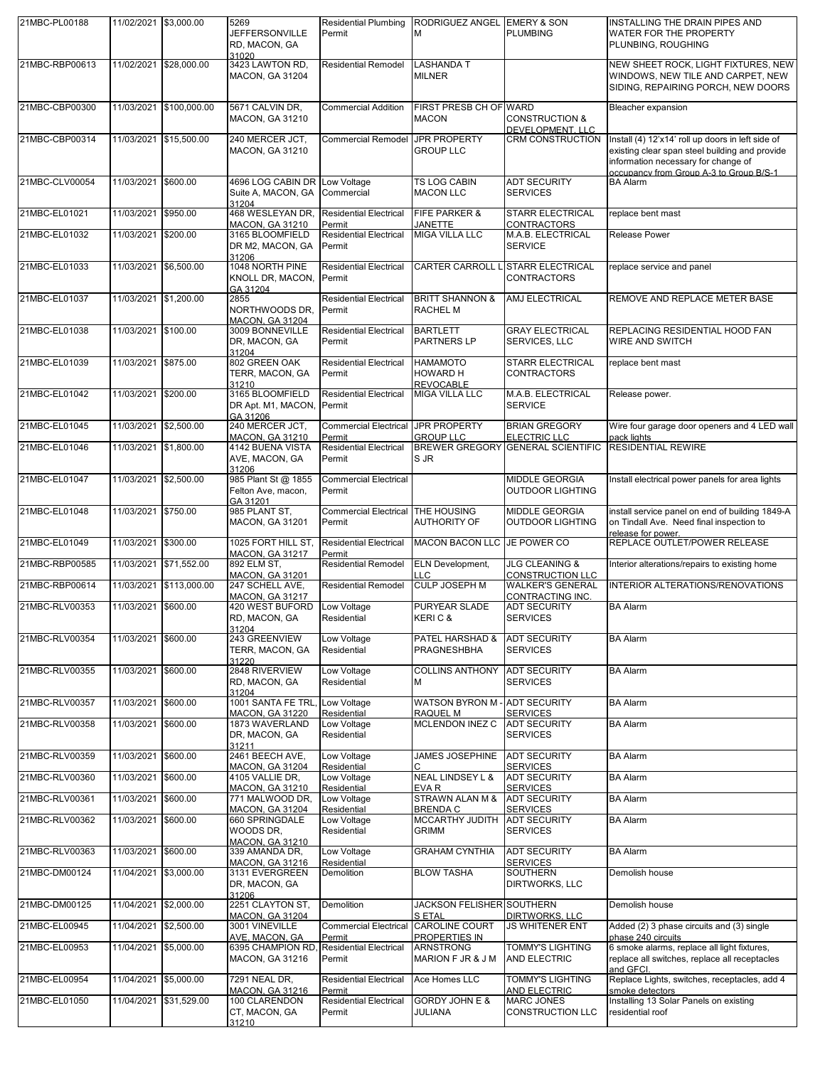| 21MBC-PL00188 | 11/02/2021 | $3,000.00 | 5269 JEFFERSONVILLE RD, MACON, GA 31020 | Residential Plumbing Permit | RODRIGUEZ ANGEL M | EMERY & SON PLUMBING | INSTALLING THE DRAIN PIPES AND WATER FOR THE PROPERTY PLUNBING, ROUGHING |
|---|---|---|---|---|---|---|---|
| 21MBC-RBP00613 | 11/02/2021 | $28,000.00 | 3423 LAWTON RD, MACON, GA 31204 | Residential Remodel | LASHANDA T MILNER | | NEW SHEET ROCK, LIGHT FIXTURES, NEW WINDOWS, NEW TILE AND CARPET, NEW SIDING, REPAIRING PORCH, NEW DOORS |
| 21MBC-CBP00300 | 11/03/2021 | $100,000.00 | 5671 CALVIN DR, MACON, GA 31210 | Commercial Addition | FIRST PRESB CH OF MACON | WARD CONSTRUCTION & DEVELOPMENT, LLC | Bleacher expansion |
| 21MBC-CBP00314 | 11/03/2021 | $15,500.00 | 240 MERCER JCT, MACON, GA 31210 | Commercial Remodel | JPR PROPERTY GROUP LLC | CRM CONSTRUCTION | Install (4) 12'x14' roll up doors in left side of existing clear span steel building and provide information necessary for change of occupancy from Group A-3 to Group B/S-1 |
| 21MBC-CLV00054 | 11/03/2021 | $600.00 | 4696 LOG CABIN DR Suite A, MACON, GA 31204 | Low Voltage Commercial | TS LOG CABIN MACON LLC | ADT SECURITY SERVICES | BA Alarm |
| 21MBC-EL01021 | 11/03/2021 | $950.00 | 468 WESLEYAN DR, MACON, GA 31210 | Residential Electrical Permit | FIFE PARKER & JANETTE | STARR ELECTRICAL CONTRACTORS | replace bent mast |
| 21MBC-EL01032 | 11/03/2021 | $200.00 | 3165 BLOOMFIELD DR M2, MACON, GA 31206 | Residential Electrical Permit | MIGA VILLA LLC | M.A.B. ELECTRICAL SERVICE | Release Power |
| 21MBC-EL01033 | 11/03/2021 | $6,500.00 | 1048 NORTH PINE KNOLL DR, MACON, GA 31204 | Residential Electrical Permit | CARTER CARROLL L | STARR ELECTRICAL CONTRACTORS | replace service and panel |
| 21MBC-EL01037 | 11/03/2021 | $1,200.00 | 2855 NORTHWOODS DR, MACON, GA 31204 | Residential Electrical Permit | BRITT SHANNON & RACHEL M | AMJ ELECTRICAL | REMOVE AND REPLACE METER BASE |
| 21MBC-EL01038 | 11/03/2021 | $100.00 | 3009 BONNEVILLE DR, MACON, GA 31204 | Residential Electrical Permit | BARTLETT PARTNERS LP | GRAY ELECTRICAL SERVICES, LLC | REPLACING RESIDENTIAL HOOD FAN WIRE AND SWITCH |
| 21MBC-EL01039 | 11/03/2021 | $875.00 | 802 GREEN OAK TERR, MACON, GA 31210 | Residential Electrical Permit | HAMAMOTO HOWARD H REVOCABLE | STARR ELECTRICAL CONTRACTORS | replace bent mast |
| 21MBC-EL01042 | 11/03/2021 | $200.00 | 3165 BLOOMFIELD DR Apt. M1, MACON, GA 31206 | Residential Electrical Permit | MIGA VILLA LLC | M.A.B. ELECTRICAL SERVICE | Release power. |
| 21MBC-EL01045 | 11/03/2021 | $2,500.00 | 240 MERCER JCT, MACON, GA 31210 | Commercial Electrical Permit | JPR PROPERTY GROUP LLC | BRIAN GREGORY ELECTRIC LLC | Wire four garage door openers and 4 LED wall pack lights |
| 21MBC-EL01046 | 11/03/2021 | $1,800.00 | 4142 BUENA VISTA AVE, MACON, GA 31206 | Residential Electrical Permit | BREWER GREGORY S JR | GENERAL SCIENTIFIC | RESIDENTIAL REWIRE |
| 21MBC-EL01047 | 11/03/2021 | $2,500.00 | 985 Plant St @ 1855 Felton Ave, macon, GA 31201 | Commercial Electrical Permit | | MIDDLE GEORGIA OUTDOOR LIGHTING | Install electrical power panels for area lights |
| 21MBC-EL01048 | 11/03/2021 | $750.00 | 985 PLANT ST, MACON, GA 31201 | Commercial Electrical Permit | THE HOUSING AUTHORITY OF | MIDDLE GEORGIA OUTDOOR LIGHTING | install service panel on end of building 1849-A on Tindall Ave. Need final inspection to release for power. |
| 21MBC-EL01049 | 11/03/2021 | $300.00 | 1025 FORT HILL ST, MACON, GA 31217 | Residential Electrical Permit | MACON BACON LLC | JE POWER CO | REPLACE OUTLET/POWER RELEASE |
| 21MBC-RBP00585 | 11/03/2021 | $71,552.00 | 892 ELM ST, MACON, GA 31201 | Residential Remodel | ELN Development, LLC | JLG CLEANING & CONSTRUCTION LLC | Interior alterations/repairs to existing home |
| 21MBC-RBP00614 | 11/03/2021 | $113,000.00 | 247 SCHELL AVE, MACON, GA 31217 | Residential Remodel | CULP JOSEPH M | WALKER'S GENERAL CONTRACTING INC. | INTERIOR ALTERATIONS/RENOVATIONS |
| 21MBC-RLV00353 | 11/03/2021 | $600.00 | 420 WEST BUFORD RD, MACON, GA 31204 | Low Voltage Residential | PURYEAR SLADE KERI C & | ADT SECURITY SERVICES | BA Alarm |
| 21MBC-RLV00354 | 11/03/2021 | $600.00 | 243 GREENVIEW TERR, MACON, GA 31220 | Low Voltage Residential | PATEL HARSHAD & PRAGNESHBHA | ADT SECURITY SERVICES | BA Alarm |
| 21MBC-RLV00355 | 11/03/2021 | $600.00 | 2848 RIVERVIEW RD, MACON, GA 31204 | Low Voltage Residential | COLLINS ANTHONY M | ADT SECURITY SERVICES | BA Alarm |
| 21MBC-RLV00357 | 11/03/2021 | $600.00 | 1001 SANTA FE TRL, MACON, GA 31220 | Low Voltage Residential | WATSON BYRON M - RAQUEL M | ADT SECURITY SERVICES | BA Alarm |
| 21MBC-RLV00358 | 11/03/2021 | $600.00 | 1873 WAVERLAND DR, MACON, GA 31211 | Low Voltage Residential | MCLENDON INEZ C | ADT SECURITY SERVICES | BA Alarm |
| 21MBC-RLV00359 | 11/03/2021 | $600.00 | 2461 BEECH AVE, MACON, GA 31204 | Low Voltage Residential | JAMES JOSEPHINE C | ADT SECURITY SERVICES | BA Alarm |
| 21MBC-RLV00360 | 11/03/2021 | $600.00 | 4105 VALLIE DR, MACON, GA 31210 | Low Voltage Residential | NEAL LINDSEY L & EVA R | ADT SECURITY SERVICES | BA Alarm |
| 21MBC-RLV00361 | 11/03/2021 | $600.00 | 771 MALWOOD DR, MACON, GA 31204 | Low Voltage Residential | STRAWN ALAN M & BRENDA C | ADT SECURITY SERVICES | BA Alarm |
| 21MBC-RLV00362 | 11/03/2021 | $600.00 | 660 SPRINGDALE WOODS DR, MACON, GA 31210 | Low Voltage Residential | MCCARTHY JUDITH GRIMM | ADT SECURITY SERVICES | BA Alarm |
| 21MBC-RLV00363 | 11/03/2021 | $600.00 | 339 AMANDA DR, MACON, GA 31216 | Low Voltage Residential | GRAHAM CYNTHIA | ADT SECURITY SERVICES | BA Alarm |
| 21MBC-DM00124 | 11/04/2021 | $3,000.00 | 3131 EVERGREEN DR, MACON, GA 31206 | Demolition | BLOW TASHA | SOUTHERN DIRTWORKS, LLC | Demolish house |
| 21MBC-DM00125 | 11/04/2021 | $2,000.00 | 2251 CLAYTON ST, MACON, GA 31204 | Demolition | JACKSON FELISHER S ETAL | SOUTHERN DIRTWORKS, LLC | Demolish house |
| 21MBC-EL00945 | 11/04/2021 | $2,500.00 | 3001 VINEVILLE AVE, MACON, GA | Commercial Electrical Permit | CAROLINE COURT PROPERTIES IN | JS WHITENER ENT | Added (2) 3 phase circuits and (3) single phase 240 circuits |
| 21MBC-EL00953 | 11/04/2021 | $5,000.00 | 6395 CHAMPION RD, MACON, GA 31216 | Residential Electrical Permit | ARNSTRONG MARION F JR & J M | TOMMY'S LIGHTING AND ELECTRIC | 6 smoke alarms, replace all light fixtures, replace all switches, replace all receptacles and GFCI. |
| 21MBC-EL00954 | 11/04/2021 | $5,000.00 | 7291 NEAL DR, MACON, GA 31216 | Residential Electrical Permit | Ace Homes LLC | TOMMY'S LIGHTING AND ELECTRIC | Replace Lights, switches, receptacles, add 4 smoke detectors |
| 21MBC-EL01050 | 11/04/2021 | $31,529.00 | 100 CLARENDON CT, MACON, GA 31210 | Residential Electrical Permit | GORDY JOHN E & JULIANA | MARC JONES CONSTRUCTION LLC | Installing 13 Solar Panels on existing residential roof |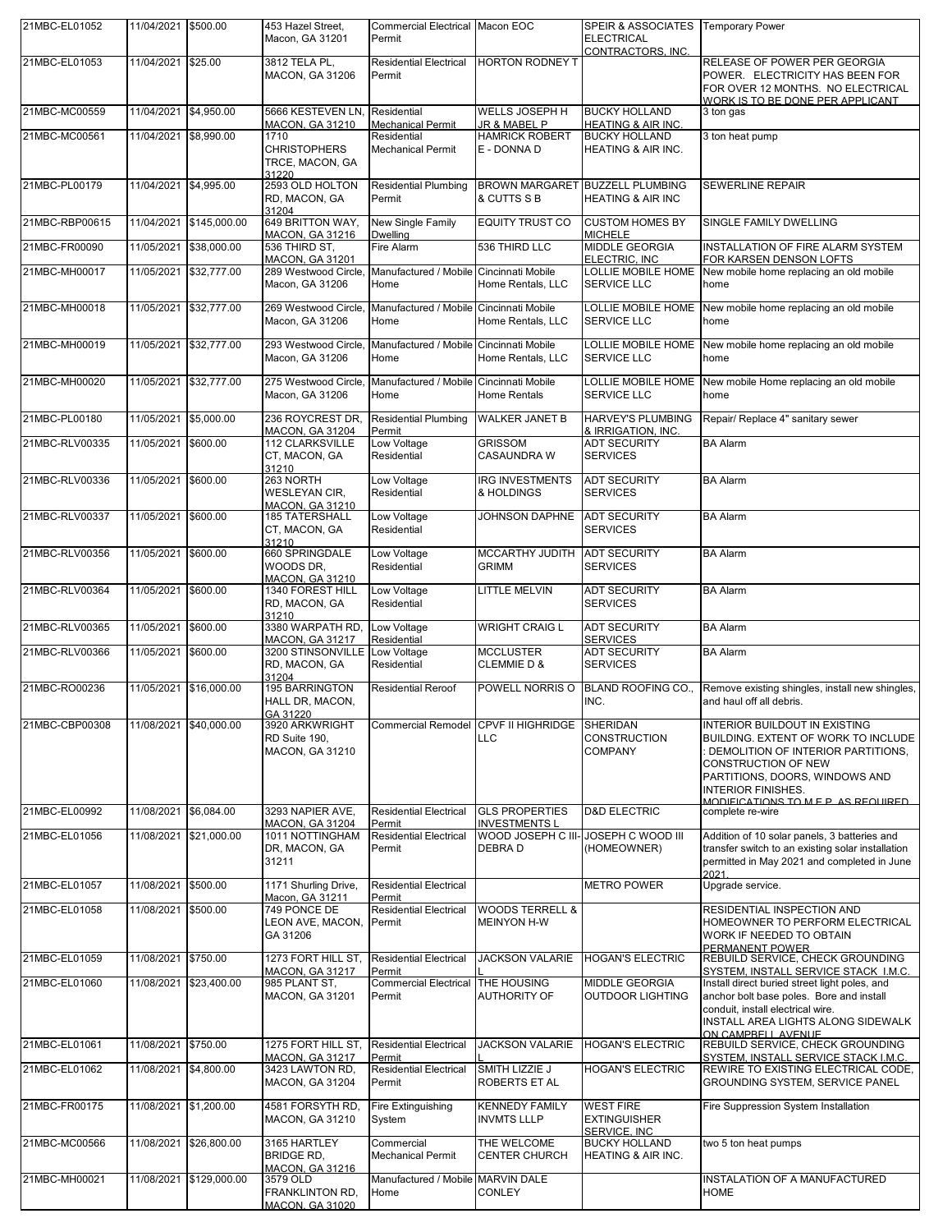| | | | | | | | |
|---|---|---|---|---|---|---|---|
| 21MBC-EL01052 | 11/04/2021 | $500.00 | 453 Hazel Street, Macon, GA 31201 | Commercial Electrical Permit | Macon EOC | SPEIR & ASSOCIATES ELECTRICAL CONTRACTORS, INC. | Temporary Power |
| 21MBC-EL01053 | 11/04/2021 | $25.00 | 3812 TELA PL, MACON, GA 31206 | Residential Electrical Permit | HORTON RODNEY T | | RELEASE OF POWER PER GEORGIA POWER. ELECTRICITY HAS BEEN FOR FOR OVER 12 MONTHS. NO ELECTRICAL WORK IS TO BE DONE PER APPLICANT |
| 21MBC-MC00559 | 11/04/2021 | $4,950.00 | 5666 KESTEVEN LN, MACON, GA 31210 | Residential Mechanical Permit | WELLS JOSEPH H JR & MABEL P | BUCKY HOLLAND HEATING & AIR INC. | 3 ton gas |
| 21MBC-MC00561 | 11/04/2021 | $8,990.00 | 1710 CHRISTOPHERS TRCE, MACON, GA 31220 | Residential Mechanical Permit | HAMRICK ROBERT E - DONNA D | BUCKY HOLLAND HEATING & AIR INC. | 3 ton heat pump |
| 21MBC-PL00179 | 11/04/2021 | $4,995.00 | 2593 OLD HOLTON RD, MACON, GA 31204 | Residential Plumbing Permit | BROWN MARGARET & CUTTS S B | BUZZELL PLUMBING HEATING & AIR INC | SEWERLINE REPAIR |
| 21MBC-RBP00615 | 11/04/2021 | $145,000.00 | 649 BRITTON WAY, MACON, GA 31216 | New Single Family Dwelling | EQUITY TRUST CO | CUSTOM HOMES BY MICHELE | SINGLE FAMILY DWELLING |
| 21MBC-FR00090 | 11/05/2021 | $38,000.00 | 536 THIRD ST, MACON, GA 31201 | Fire Alarm | 536 THIRD LLC | MIDDLE GEORGIA ELECTRIC, INC | INSTALLATION OF FIRE ALARM SYSTEM FOR KARSEN DENSON LOFTS |
| 21MBC-MH00017 | 11/05/2021 | $32,777.00 | 289 Westwood Circle, Macon, GA 31206 | Manufactured / Mobile Home | Cincinnati Mobile Home Rentals, LLC | LOLLIE MOBILE HOME SERVICE LLC | New mobile home replacing an old mobile home |
| 21MBC-MH00018 | 11/05/2021 | $32,777.00 | 269 Westwood Circle, Macon, GA 31206 | Manufactured / Mobile Home | Cincinnati Mobile Home Rentals, LLC | LOLLIE MOBILE HOME SERVICE LLC | New mobile home replacing an old mobile home |
| 21MBC-MH00019 | 11/05/2021 | $32,777.00 | 293 Westwood Circle, Macon, GA 31206 | Manufactured / Mobile Home | Cincinnati Mobile Home Rentals, LLC | LOLLIE MOBILE HOME SERVICE LLC | New mobile home replacing an old mobile home |
| 21MBC-MH00020 | 11/05/2021 | $32,777.00 | 275 Westwood Circle, Macon, GA 31206 | Manufactured / Mobile Home | Cincinnati Mobile Home Rentals | LOLLIE MOBILE HOME SERVICE LLC | New mobile Home replacing an old mobile home |
| 21MBC-PL00180 | 11/05/2021 | $5,000.00 | 236 ROYCREST DR, MACON, GA 31204 | Residential Plumbing Permit | WALKER JANET B | HARVEY'S PLUMBING & IRRIGATION, INC. | Repair/ Replace 4" sanitary sewer |
| 21MBC-RLV00335 | 11/05/2021 | $600.00 | 112 CLARKSVILLE CT, MACON, GA 31210 | Low Voltage Residential | GRISSOM CASAUNDRA W | ADT SECURITY SERVICES | BA Alarm |
| 21MBC-RLV00336 | 11/05/2021 | $600.00 | 263 NORTH WESLEYAN CIR, MACON, GA 31210 | Low Voltage Residential | IRG INVESTMENTS & HOLDINGS | ADT SECURITY SERVICES | BA Alarm |
| 21MBC-RLV00337 | 11/05/2021 | $600.00 | 185 TATERSHALL CT, MACON, GA 31210 | Low Voltage Residential | JOHNSON DAPHNE | ADT SECURITY SERVICES | BA Alarm |
| 21MBC-RLV00356 | 11/05/2021 | $600.00 | 660 SPRINGDALE WOODS DR, MACON, GA 31210 | Low Voltage Residential | MCCARTHY JUDITH GRIMM | ADT SECURITY SERVICES | BA Alarm |
| 21MBC-RLV00364 | 11/05/2021 | $600.00 | 1340 FOREST HILL RD, MACON, GA 31210 | Low Voltage Residential | LITTLE MELVIN | ADT SECURITY SERVICES | BA Alarm |
| 21MBC-RLV00365 | 11/05/2021 | $600.00 | 3380 WARPATH RD, MACON, GA 31217 | Low Voltage Residential | WRIGHT CRAIG L | ADT SECURITY SERVICES | BA Alarm |
| 21MBC-RLV00366 | 11/05/2021 | $600.00 | 3200 STINSONVILLE RD, MACON, GA 31204 | Low Voltage Residential | MCCLUSTER CLEMMIE D & | ADT SECURITY SERVICES | BA Alarm |
| 21MBC-RO00236 | 11/05/2021 | $16,000.00 | 195 BARRINGTON HALL DR, MACON, GA 31220 | Residential Reroof | POWELL NORRIS O | BLAND ROOFING CO., INC. | Remove existing shingles, install new shingles, and haul off all debris. |
| 21MBC-CBP00308 | 11/08/2021 | $40,000.00 | 3920 ARKWRIGHT RD Suite 190, MACON, GA 31210 | Commercial Remodel | CPVF II HIGHRIDGE LLC | SHERIDAN CONSTRUCTION COMPANY | INTERIOR BUILDOUT IN EXISTING BUILDING. EXTENT OF WORK TO INCLUDE : DEMOLITION OF INTERIOR PARTITIONS, CONSTRUCTION OF NEW PARTITIONS, DOORS, WINDOWS AND INTERIOR FINISHES. MODIFICATIONS TO M.E.P. AS REQUIRED |
| 21MBC-EL00992 | 11/08/2021 | $6,084.00 | 3293 NAPIER AVE, MACON, GA 31204 | Residential Electrical Permit | GLS PROPERTIES INVESTMENTS L | D&D ELECTRIC | complete re-wire |
| 21MBC-EL01056 | 11/08/2021 | $21,000.00 | 1011 NOTTINGHAM DR, MACON, GA 31211 | Residential Electrical Permit | WOOD JOSEPH C III-DEBRA D | JOSEPH C WOOD III (HOMEOWNER) | Addition of 10 solar panels, 3 batteries and transfer switch to an existing solar installation permitted in May 2021 and completed in June 2021. |
| 21MBC-EL01057 | 11/08/2021 | $500.00 | 1171 Shurling Drive, Macon, GA 31211 | Residential Electrical Permit | | METRO POWER | Upgrade service. |
| 21MBC-EL01058 | 11/08/2021 | $500.00 | 749 PONCE DE LEON AVE, MACON, GA 31206 | Residential Electrical Permit | WOODS TERRELL & MEINYON H-W | | RESIDENTIAL INSPECTION AND HOMEOWNER TO PERFORM ELECTRICAL WORK IF NEEDED TO OBTAIN PERMANENT POWER |
| 21MBC-EL01059 | 11/08/2021 | $750.00 | 1273 FORT HILL ST, MACON, GA 31217 | Residential Electrical Permit | JACKSON VALARIE L | HOGAN'S ELECTRIC | REBUILD SERVICE, CHECK GROUNDING SYSTEM, INSTALL SERVICE STACK I.M.C. |
| 21MBC-EL01060 | 11/08/2021 | $23,400.00 | 985 PLANT ST, MACON, GA 31201 | Commercial Electrical Permit | THE HOUSING AUTHORITY OF | MIDDLE GEORGIA OUTDOOR LIGHTING | Install direct buried street light poles, and anchor bolt base poles. Bore and install conduit, install electrical wire. INSTALL AREA LIGHTS ALONG SIDEWALK ON CAMPBELL AVENUE |
| 21MBC-EL01061 | 11/08/2021 | $750.00 | 1275 FORT HILL ST, MACON, GA 31217 | Residential Electrical Permit | JACKSON VALARIE L | HOGAN'S ELECTRIC | REBUILD SERVICE, CHECK GROUNDING SYSTEM, INSTALL SERVICE STACK I.M.C. |
| 21MBC-EL01062 | 11/08/2021 | $4,800.00 | 3423 LAWTON RD, MACON, GA 31204 | Residential Electrical Permit | SMITH LIZZIE J ROBERTS ET AL | HOGAN'S ELECTRIC | REWIRE TO EXISTING ELECTRICAL CODE, GROUNDING SYSTEM, SERVICE PANEL |
| 21MBC-FR00175 | 11/08/2021 | $1,200.00 | 4581 FORSYTH RD, MACON, GA 31210 | Fire Extinguishing System | KENNEDY FAMILY INVMTS LLLP | WEST FIRE EXTINGUISHER SERVICE, INC | Fire Suppression System Installation |
| 21MBC-MC00566 | 11/08/2021 | $26,800.00 | 3165 HARTLEY BRIDGE RD, MACON, GA 31216 | Commercial Mechanical Permit | THE WELCOME CENTER CHURCH | BUCKY HOLLAND HEATING & AIR INC. | two 5 ton heat pumps |
| 21MBC-MH00021 | 11/08/2021 | $129,000.00 | 3579 OLD FRANKLINTON RD, MACON, GA 31020 | Manufactured / Mobile Home | MARVIN DALE CONLEY | | INSTALATION OF A MANUFACTURED HOME |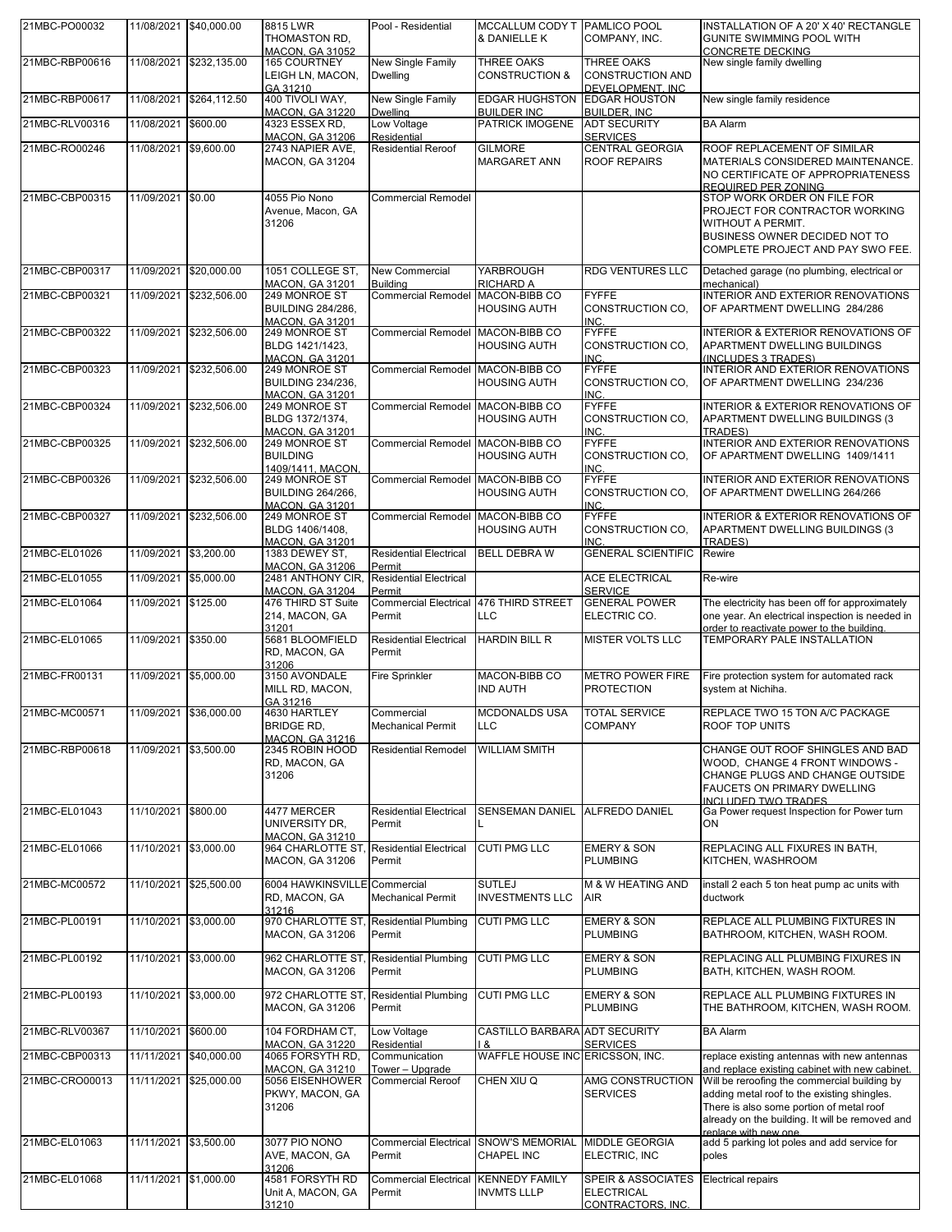| 21MBC-PO00032 | 11/08/2021 | $40,000.00 | 8815 LWR THOMASTON RD, MACON, GA 31052 | Pool - Residential | MCCALLUM CODY T & DANIELLE K | PAMLICO POOL COMPANY, INC. | INSTALLATION OF A 20' X 40' RECTANGLE GUNITE SWIMMING POOL WITH CONCRETE DECKING |
|---|---|---|---|---|---|---|---|
| 21MBC-RBP00616 | 11/08/2021 | $232,135.00 | 165 COURTNEY LEIGH LN, MACON, GA 31210 | New Single Family Dwelling | THREE OAKS CONSTRUCTION & | THREE OAKS CONSTRUCTION AND DEVELOPMENT, INC | New single family dwelling |
| 21MBC-RBP00617 | 11/08/2021 | $264,112.50 | 400 TIVOLI WAY, MACON, GA 31220 | New Single Family Dwelling | EDGAR HUGHSTON BUILDER INC | EDGAR HOUSTON BUILDER, INC | New single family residence |
| 21MBC-RLV00316 | 11/08/2021 | $600.00 | 4323 ESSEX RD, MACON, GA 31206 | Low Voltage Residential | PATRICK IMOGENE | ADT SECURITY SERVICES | BA Alarm |
| 21MBC-RO00246 | 11/08/2021 | $9,600.00 | 2743 NAPIER AVE, MACON, GA 31204 | Residential Reroof | GILMORE MARGARET ANN | CENTRAL GEORGIA ROOF REPAIRS | ROOF REPLACEMENT OF SIMILAR MATERIALS CONSIDERED MAINTENANCE. NO CERTIFICATE OF APPROPRIATENESS REQUIRED PER ZONING |
| 21MBC-CBP00315 | 11/09/2021 | $0.00 | 4055 Pio Nono Avenue, Macon, GA 31206 | Commercial Remodel | | | STOP WORK ORDER ON FILE FOR PROJECT FOR CONTRACTOR WORKING WITHOUT A PERMIT. BUSINESS OWNER DECIDED NOT TO COMPLETE PROJECT AND PAY SWO FEE. |
| 21MBC-CBP00317 | 11/09/2021 | $20,000.00 | 1051 COLLEGE ST, MACON, GA 31201 | New Commercial Building | YARBROUGH RICHARD A | RDG VENTURES LLC | Detached garage (no plumbing, electrical or mechanical) |
| 21MBC-CBP00321 | 11/09/2021 | $232,506.00 | 249 MONROE ST BUILDING 284/286, MACON, GA 31201 | Commercial Remodel | MACON-BIBB CO HOUSING AUTH | FYFFE CONSTRUCTION CO, INC. | INTERIOR AND EXTERIOR RENOVATIONS OF APARTMENT DWELLING 284/286 |
| 21MBC-CBP00322 | 11/09/2021 | $232,506.00 | 249 MONROE ST BLDG 1421/1423, MACON, GA 31201 | Commercial Remodel | MACON-BIBB CO HOUSING AUTH | FYFFE CONSTRUCTION CO, INC. | INTERIOR & EXTERIOR RENOVATIONS OF APARTMENT DWELLING BUILDINGS (INCLUDES 3 TRADES) |
| 21MBC-CBP00323 | 11/09/2021 | $232,506.00 | 249 MONROE ST BUILDING 234/236, MACON, GA 31201 | Commercial Remodel | MACON-BIBB CO HOUSING AUTH | FYFFE CONSTRUCTION CO, INC. | INTERIOR AND EXTERIOR RENOVATIONS OF APARTMENT DWELLING 234/236 |
| 21MBC-CBP00324 | 11/09/2021 | $232,506.00 | 249 MONROE ST BLDG 1372/1374, MACON, GA 31201 | Commercial Remodel | MACON-BIBB CO HOUSING AUTH | FYFFE CONSTRUCTION CO, INC. | INTERIOR & EXTERIOR RENOVATIONS OF APARTMENT DWELLING BUILDINGS (3 TRADES) |
| 21MBC-CBP00325 | 11/09/2021 | $232,506.00 | 249 MONROE ST BUILDING 1409/1411, MACON, | Commercial Remodel | MACON-BIBB CO HOUSING AUTH | FYFFE CONSTRUCTION CO, INC. | INTERIOR AND EXTERIOR RENOVATIONS OF APARTMENT DWELLING 1409/1411 |
| 21MBC-CBP00326 | 11/09/2021 | $232,506.00 | 249 MONROE ST BUILDING 264/266, MACON, GA 31201 | Commercial Remodel | MACON-BIBB CO HOUSING AUTH | FYFFE CONSTRUCTION CO, INC. | INTERIOR AND EXTERIOR RENOVATIONS OF APARTMENT DWELLING 264/266 |
| 21MBC-CBP00327 | 11/09/2021 | $232,506.00 | 249 MONROE ST BLDG 1406/1408, MACON, GA 31201 | Commercial Remodel | MACON-BIBB CO HOUSING AUTH | FYFFE CONSTRUCTION CO, INC. | INTERIOR & EXTERIOR RENOVATIONS OF APARTMENT DWELLING BUILDINGS (3 TRADES) |
| 21MBC-EL01026 | 11/09/2021 | $3,200.00 | 1383 DEWEY ST, MACON, GA 31206 | Residential Electrical Permit | BELL DEBRA W | GENERAL SCIENTIFIC | Rewire |
| 21MBC-EL01055 | 11/09/2021 | $5,000.00 | 2481 ANTHONY CIR, MACON, GA 31204 | Residential Electrical Permit | | ACE ELECTRICAL SERVICE | Re-wire |
| 21MBC-EL01064 | 11/09/2021 | $125.00 | 476 THIRD ST Suite 214, MACON, GA 31201 | Commercial Electrical Permit | 476 THIRD STREET LLC | GENERAL POWER ELECTRIC CO. | The electricity has been off for approximately one year. An electrical inspection is needed in order to reactivate power to the building. |
| 21MBC-EL01065 | 11/09/2021 | $350.00 | 5681 BLOOMFIELD RD, MACON, GA 31206 | Residential Electrical Permit | HARDIN BILL R | MISTER VOLTS LLC | TEMPORARY PALE INSTALLATION |
| 21MBC-FR00131 | 11/09/2021 | $5,000.00 | 3150 AVONDALE MILL RD, MACON, GA 31216 | Fire Sprinkler | MACON-BIBB CO IND AUTH | METRO POWER FIRE PROTECTION | Fire protection system for automated rack system at Nichiha. |
| 21MBC-MC00571 | 11/09/2021 | $36,000.00 | 4630 HARTLEY BRIDGE RD, MACON, GA 31216 | Commercial Mechanical Permit | MCDONALDS USA LLC | TOTAL SERVICE COMPANY | REPLACE TWO 15 TON A/C PACKAGE ROOF TOP UNITS |
| 21MBC-RBP00618 | 11/09/2021 | $3,500.00 | 2345 ROBIN HOOD RD, MACON, GA 31206 | Residential Remodel | WILLIAM SMITH | | CHANGE OUT ROOF SHINGLES AND BAD WOOD, CHANGE 4 FRONT WINDOWS - CHANGE PLUGS AND CHANGE OUTSIDE FAUCETS ON PRIMARY DWELLING INCLUDED TWO TRADES |
| 21MBC-EL01043 | 11/10/2021 | $800.00 | 4477 MERCER UNIVERSITY DR, MACON, GA 31210 | Residential Electrical Permit | SENSEMAN DANIEL L | ALFREDO DANIEL | Ga Power request Inspection for Power turn ON |
| 21MBC-EL01066 | 11/10/2021 | $3,000.00 | 964 CHARLOTTE ST, MACON, GA 31206 | Residential Electrical Permit | CUTI PMG LLC | EMERY & SON PLUMBING | REPLACING ALL FIXURES IN BATH, KITCHEN, WASHROOM |
| 21MBC-MC00572 | 11/10/2021 | $25,500.00 | 6004 HAWKINSVILLE RD, MACON, GA 31216 | Commercial Mechanical Permit | SUTLEJ INVESTMENTS LLC | M & W HEATING AND AIR | install 2 each 5 ton heat pump ac units with ductwork |
| 21MBC-PL00191 | 11/10/2021 | $3,000.00 | 970 CHARLOTTE ST, MACON, GA 31206 | Residential Plumbing Permit | CUTI PMG LLC | EMERY & SON PLUMBING | REPLACE ALL PLUMBING FIXTURES IN BATHROOM, KITCHEN, WASH ROOM. |
| 21MBC-PL00192 | 11/10/2021 | $3,000.00 | 962 CHARLOTTE ST, MACON, GA 31206 | Residential Plumbing Permit | CUTI PMG LLC | EMERY & SON PLUMBING | REPLACING ALL PLUMBING FIXURES IN BATH, KITCHEN, WASH ROOM. |
| 21MBC-PL00193 | 11/10/2021 | $3,000.00 | 972 CHARLOTTE ST, MACON, GA 31206 | Residential Plumbing Permit | CUTI PMG LLC | EMERY & SON PLUMBING | REPLACE ALL PLUMBING FIXTURES IN THE BATHROOM, KITCHEN, WASH ROOM. |
| 21MBC-RLV00367 | 11/10/2021 | $600.00 | 104 FORDHAM CT, MACON, GA 31220 | Low Voltage Residential | CASTILLO BARBARA I & | ADT SECURITY SERVICES | BA Alarm |
| 21MBC-CBP00313 | 11/11/2021 | $40,000.00 | 4065 FORSYTH RD, MACON, GA 31210 | Communication Tower – Upgrade | WAFFLE HOUSE INC | ERICSSON, INC. | replace existing antennas with new antennas and replace existing cabinet with new cabinet. |
| 21MBC-CRO00013 | 11/11/2021 | $25,000.00 | 5056 EISENHOWER PKWY, MACON, GA 31206 | Commercial Reroof | CHEN XIU Q | AMG CONSTRUCTION SERVICES | Will be reroofing the commercial building by adding metal roof to the existing shingles. There is also some portion of metal roof already on the building. It will be removed and replace with new one. |
| 21MBC-EL01063 | 11/11/2021 | $3,500.00 | 3077 PIO NONO AVE, MACON, GA 31206 | Commercial Electrical Permit | SNOW'S MEMORIAL CHAPEL INC | MIDDLE GEORGIA ELECTRIC, INC | add 5 parking lot poles and add service for poles |
| 21MBC-EL01068 | 11/11/2021 | $1,000.00 | 4581 FORSYTH RD Unit A, MACON, GA 31210 | Commercial Electrical Permit | KENNEDY FAMILY INVMTS LLLP | SPEIR & ASSOCIATES ELECTRICAL CONTRACTORS, INC. | Electrical repairs |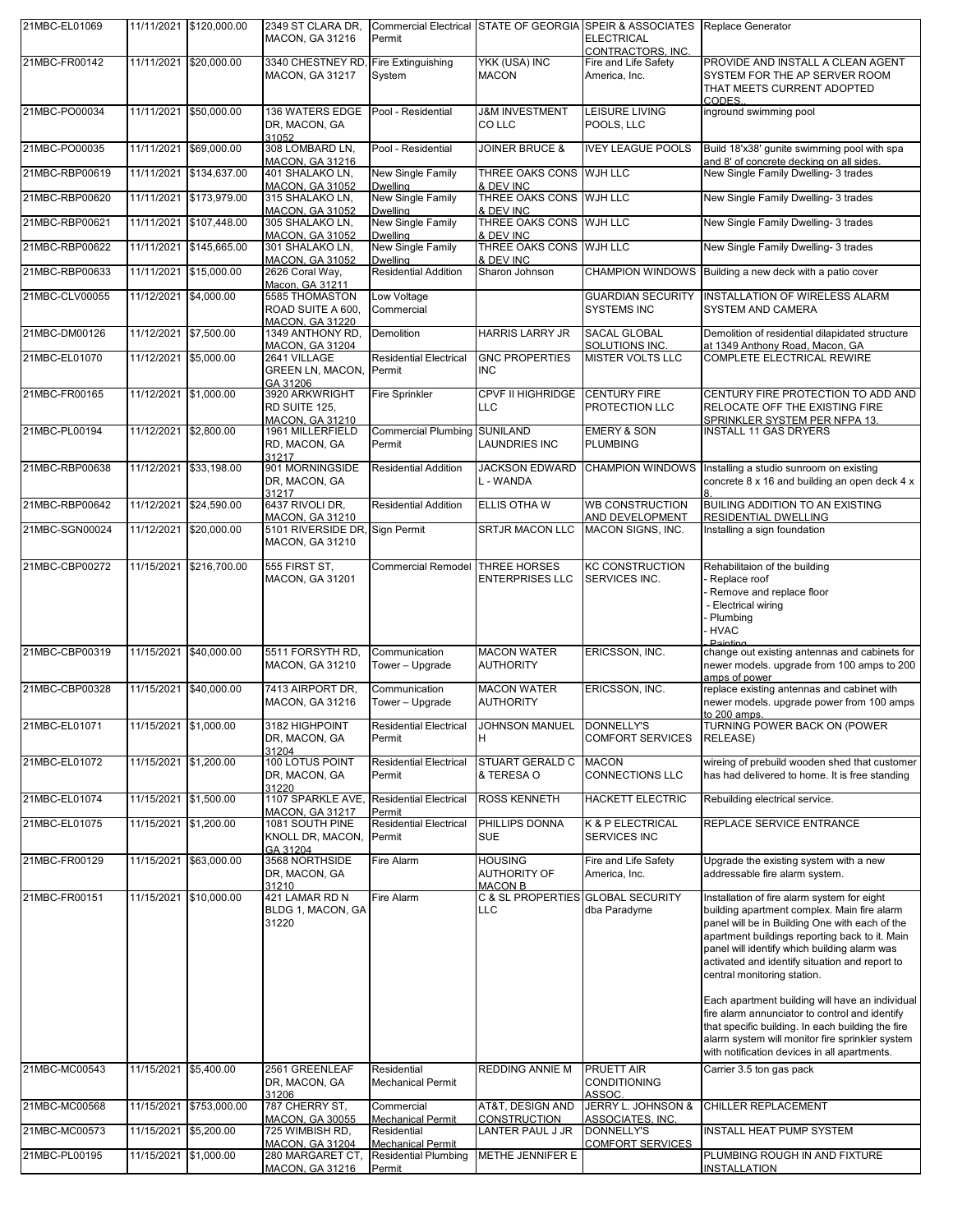| | | | | | | | | |
|---|---|---|---|---|---|---|---|---|
| 21MBC-EL01069 | 11/11/2021 | $120,000.00 | 2349 ST CLARA DR, MACON, GA 31216 | Commercial Electrical Permit | STATE OF GEORGIA | SPEIR & ASSOCIATES ELECTRICAL CONTRACTORS, INC. | Replace Generator |
| 21MBC-FR00142 | 11/11/2021 | $20,000.00 | 3340 CHESTNEY RD, MACON, GA 31217 | Fire Extinguishing System | YKK (USA) INC MACON | Fire and Life Safety America, Inc. | PROVIDE AND INSTALL A CLEAN AGENT SYSTEM FOR THE AP SERVER ROOM THAT MEETS CURRENT ADOPTED CODES.. |
| 21MBC-PO00034 | 11/11/2021 | $50,000.00 | 136 WATERS EDGE DR, MACON, GA 31052 | Pool - Residential | J&M INVESTMENT CO LLC | LEISURE LIVING POOLS, LLC | inground swimming pool |
| 21MBC-PO00035 | 11/11/2021 | $69,000.00 | 308 LOMBARD LN, MACON, GA 31216 | Pool - Residential | JOINER BRUCE & | IVEY LEAGUE POOLS | Build 18'x38' gunite swimming pool with spa and 8' of concrete decking on all sides. |
| 21MBC-RBP00619 | 11/11/2021 | $134,637.00 | 401 SHALAKO LN, MACON, GA 31052 | New Single Family Dwelling | THREE OAKS CONS & DEV INC | WJH LLC | New Single Family Dwelling- 3 trades |
| 21MBC-RBP00620 | 11/11/2021 | $173,979.00 | 315 SHALAKO LN, MACON, GA 31052 | New Single Family Dwelling | THREE OAKS CONS & DEV INC | WJH LLC | New Single Family Dwelling- 3 trades |
| 21MBC-RBP00621 | 11/11/2021 | $107,448.00 | 305 SHALAKO LN, MACON, GA 31052 | New Single Family Dwelling | THREE OAKS CONS & DEV INC | WJH LLC | New Single Family Dwelling- 3 trades |
| 21MBC-RBP00622 | 11/11/2021 | $145,665.00 | 301 SHALAKO LN, MACON, GA 31052 | New Single Family Dwelling | THREE OAKS CONS & DEV INC | WJH LLC | New Single Family Dwelling- 3 trades |
| 21MBC-RBP00633 | 11/11/2021 | $15,000.00 | 2626 Coral Way, Macon, GA 31211 | Residential Addition | Sharon Johnson | CHAMPION WINDOWS | Building a new deck with a patio cover |
| 21MBC-CLV00055 | 11/12/2021 | $4,000.00 | 5585 THOMASTON ROAD SUITE A 600, MACON, GA 31220 | Low Voltage Commercial | | GUARDIAN SECURITY SYSTEMS INC | INSTALLATION OF WIRELESS ALARM SYSTEM AND CAMERA |
| 21MBC-DM00126 | 11/12/2021 | $7,500.00 | 1349 ANTHONY RD, MACON, GA 31204 | Demolition | HARRIS LARRY JR | SACAL GLOBAL SOLUTIONS INC. | Demolition of residential dilapidated structure at 1349 Anthony Road, Macon, GA |
| 21MBC-EL01070 | 11/12/2021 | $5,000.00 | 2641 VILLAGE GREEN LN, MACON, GA 31206 | Residential Electrical Permit | GNC PROPERTIES INC | MISTER VOLTS LLC | COMPLETE ELECTRICAL REWIRE |
| 21MBC-FR00165 | 11/12/2021 | $1,000.00 | 3920 ARKWRIGHT RD SUITE 125, MACON, GA 31210 | Fire Sprinkler | CPVF II HIGHRIDGE LLC | CENTURY FIRE PROTECTION LLC | CENTURY FIRE PROTECTION TO ADD AND RELOCATE OFF THE EXISTING FIRE SPRINKLER SYSTEM PER NFPA 13. |
| 21MBC-PL00194 | 11/12/2021 | $2,800.00 | 1961 MILLERFIELD RD, MACON, GA 31217 | Commercial Plumbing Permit | SUNILAND LAUNDRIES INC | EMERY & SON PLUMBING | INSTALL 11 GAS DRYERS |
| 21MBC-RBP00638 | 11/12/2021 | $33,198.00 | 901 MORNINGSIDE DR, MACON, GA 31217 | Residential Addition | JACKSON EDWARD L - WANDA | CHAMPION WINDOWS | Installing a studio sunroom on existing concrete 8 x 16 and building an open deck 4 x 8. |
| 21MBC-RBP00642 | 11/12/2021 | $24,590.00 | 6437 RIVOLI DR, MACON, GA 31210 | Residential Addition | ELLIS OTHA W | WB CONSTRUCTION AND DEVELOPMENT | BUILING ADDITION TO AN EXISTING RESIDENTIAL DWELLING |
| 21MBC-SGN00024 | 11/12/2021 | $20,000.00 | 5101 RIVERSIDE DR, MACON, GA 31210 | Sign Permit | SRTJR MACON LLC | MACON SIGNS, INC. | Installing a sign foundation |
| 21MBC-CBP00272 | 11/15/2021 | $216,700.00 | 555 FIRST ST, MACON, GA 31201 | Commercial Remodel | THREE HORSES ENTERPRISES LLC | KC CONSTRUCTION SERVICES INC. | Rehabilitaion of the building - Replace roof - Remove and replace floor - Electrical wiring - Plumbing - HVAC - Painting |
| 21MBC-CBP00319 | 11/15/2021 | $40,000.00 | 5511 FORSYTH RD, MACON, GA 31210 | Communication Tower – Upgrade | MACON WATER AUTHORITY | ERICSSON, INC. | change out existing antennas and cabinets for newer models. upgrade from 100 amps to 200 amps of power |
| 21MBC-CBP00328 | 11/15/2021 | $40,000.00 | 7413 AIRPORT DR, MACON, GA 31216 | Communication Tower – Upgrade | MACON WATER AUTHORITY | ERICSSON, INC. | replace existing antennas and cabinet with newer models. upgrade power from 100 amps to 200 amps. |
| 21MBC-EL01071 | 11/15/2021 | $1,000.00 | 3182 HIGHPOINT DR, MACON, GA 31204 | Residential Electrical Permit | JOHNSON MANUEL H | DONNELLY'S COMFORT SERVICES | TURNING POWER BACK ON (POWER RELEASE) |
| 21MBC-EL01072 | 11/15/2021 | $1,200.00 | 100 LOTUS POINT DR, MACON, GA 31220 | Residential Electrical Permit | STUART GERALD C & TERESA O | MACON CONNECTIONS LLC | wireing of prebuild wooden shed that customer has had delivered to home. It is free standing |
| 21MBC-EL01074 | 11/15/2021 | $1,500.00 | 1107 SPARKLE AVE, MACON, GA 31217 | Residential Electrical Permit | ROSS KENNETH | HACKETT ELECTRIC | Rebuilding electrical service. |
| 21MBC-EL01075 | 11/15/2021 | $1,200.00 | 1081 SOUTH PINE KNOLL DR, MACON, GA 31204 | Residential Electrical Permit | PHILLIPS DONNA SUE | K & P ELECTRICAL SERVICES INC | REPLACE SERVICE ENTRANCE |
| 21MBC-FR00129 | 11/15/2021 | $63,000.00 | 3568 NORTHSIDE DR, MACON, GA 31210 | Fire Alarm | HOUSING AUTHORITY OF MACON B | Fire and Life Safety America, Inc. | Upgrade the existing system with a new addressable fire alarm system. |
| 21MBC-FR00151 | 11/15/2021 | $10,000.00 | 421 LAMAR RD N BLDG 1, MACON, GA 31220 | Fire Alarm | C & SL PROPERTIES LLC | GLOBAL SECURITY dba Paradyme | Installation of fire alarm system for eight building apartment complex. Main fire alarm panel will be in Building One with each of the apartment buildings reporting back to it. Main panel will identify which building alarm was activated and identify situation and report to central monitoring station. Each apartment building will have an individual fire alarm annunciator to control and identify that specific building. In each building the fire alarm system will monitor fire sprinkler system with notification devices in all apartments. |
| 21MBC-MC00543 | 11/15/2021 | $5,400.00 | 2561 GREENLEAF DR, MACON, GA 31206 | Residential Mechanical Permit | REDDING ANNIE M | PRUETT AIR CONDITIONING ASSOC. | Carrier 3.5 ton gas pack |
| 21MBC-MC00568 | 11/15/2021 | $753,000.00 | 787 CHERRY ST, MACON, GA 30055 | Commercial Mechanical Permit | AT&T, DESIGN AND CONSTRUCTION | JERRY L. JOHNSON & ASSOCIATES, INC. | CHILLER REPLACEMENT |
| 21MBC-MC00573 | 11/15/2021 | $5,200.00 | 725 WIMBISH RD, MACON, GA 31204 | Residential Mechanical Permit | LANTER PAUL J JR | DONNELLY'S COMFORT SERVICES | INSTALL HEAT PUMP SYSTEM |
| 21MBC-PL00195 | 11/15/2021 | $1,000.00 | 280 MARGARET CT, MACON, GA 31216 | Residential Plumbing Permit | METHE JENNIFER E | | PLUMBING ROUGH IN AND FIXTURE INSTALLATION |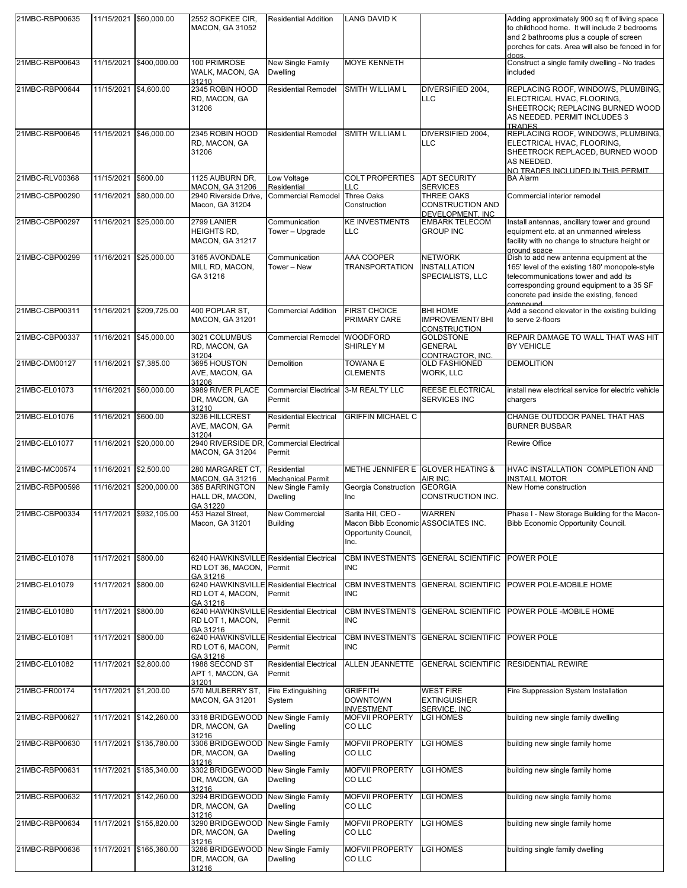| | | | | | | | |
|---|---|---|---|---|---|---|---|
| 21MBC-RBP00635 | 11/15/2021 | $60,000.00 | 2552 SOFKEE CIR, MACON, GA 31052 | Residential Addition | LANG DAVID K | | Adding approximately 900 sq ft of living space to childhood home. It will include 2 bedrooms and 2 bathrooms plus a couple of screen porches for cats. Area will also be fenced in for dogs. |
| 21MBC-RBP00643 | 11/15/2021 | $400,000.00 | 100 PRIMROSE WALK, MACON, GA 31210 | New Single Family Dwelling | MOYE KENNETH | | Construct a single family dwelling - No trades included |
| 21MBC-RBP00644 | 11/15/2021 | $4,600.00 | 2345 ROBIN HOOD RD, MACON, GA 31206 | Residential Remodel | SMITH WILLIAM L | DIVERSIFIED 2004, LLC | REPLACING ROOF, WINDOWS, PLUMBING, ELECTRICAL HVAC, FLOORING, SHEETROCK; REPLACING BURNED WOOD AS NEEDED. PERMIT INCLUDES 3 TRADES |
| 21MBC-RBP00645 | 11/15/2021 | $46,000.00 | 2345 ROBIN HOOD RD, MACON, GA 31206 | Residential Remodel | SMITH WILLIAM L | DIVERSIFIED 2004, LLC | REPLACING ROOF, WINDOWS, PLUMBING, ELECTRICAL HVAC, FLOORING, SHEETROCK REPLACED, BURNED WOOD AS NEEDED. NO TRADES INCLUDED IN THIS PERMIT |
| 21MBC-RLV00368 | 11/15/2021 | $600.00 | 1125 AUBURN DR, MACON, GA 31206 | Low Voltage Residential | COLT PROPERTIES LLC | ADT SECURITY SERVICES | BA Alarm |
| 21MBC-CBP00290 | 11/16/2021 | $80,000.00 | 2940 Riverside Drive, Macon, GA 31204 | Commercial Remodel | Three Oaks Construction | THREE OAKS CONSTRUCTION AND DEVELOPMENT, INC | Commercial interior remodel |
| 21MBC-CBP00297 | 11/16/2021 | $25,000.00 | 2799 LANIER HEIGHTS RD, MACON, GA 31217 | Communication Tower – Upgrade | KE INVESTMENTS LLC | EMBARK TELECOM GROUP INC | Install antennas, ancillary tower and ground equipment etc. at an unmanned wireless facility with no change to structure height or ground space |
| 21MBC-CBP00299 | 11/16/2021 | $25,000.00 | 3165 AVONDALE MILL RD, MACON, GA 31216 | Communication Tower – New | AAA COOPER TRANSPORTATION | NETWORK INSTALLATION SPECIALISTS, LLC | Dish to add new antenna equipment at the 165' level of the existing 180' monopole-style telecommunications tower and add its corresponding ground equipment to a 35 SF concrete pad inside the existing, fenced compound |
| 21MBC-CBP00311 | 11/16/2021 | $209,725.00 | 400 POPLAR ST, MACON, GA 31201 | Commercial Addition | FIRST CHOICE PRIMARY CARE | BHI HOME IMPROVEMENT/ BHI CONSTRUCTION | Add a second elevator in the existing building to serve 2-floors |
| 21MBC-CBP00337 | 11/16/2021 | $45,000.00 | 3021 COLUMBUS RD, MACON, GA 31204 | Commercial Remodel | WOODFORD SHIRLEY M | GOLDSTONE GENERAL CONTRACTOR, INC. | REPAIR DAMAGE TO WALL THAT WAS HIT BY VEHICLE |
| 21MBC-DM00127 | 11/16/2021 | $7,385.00 | 3695 HOUSTON AVE, MACON, GA 31206 | Demolition | TOWANA E CLEMENTS | OLD FASHIONED WORK, LLC | DEMOLITION |
| 21MBC-EL01073 | 11/16/2021 | $60,000.00 | 3989 RIVER PLACE DR, MACON, GA 31210 | Commercial Electrical Permit | 3-M REALTY LLC | REESE ELECTRICAL SERVICES INC | install new electrical service for electric vehicle chargers |
| 21MBC-EL01076 | 11/16/2021 | $600.00 | 3236 HILLCREST AVE, MACON, GA 31204 | Residential Electrical Permit | GRIFFIN MICHAEL C | | CHANGE OUTDOOR PANEL THAT HAS BURNER BUSBAR |
| 21MBC-EL01077 | 11/16/2021 | $20,000.00 | 2940 RIVERSIDE DR, MACON, GA 31204 | Commercial Electrical Permit | | | Rewire Office |
| 21MBC-MC00574 | 11/16/2021 | $2,500.00 | 280 MARGARET CT, MACON, GA 31216 | Residential Mechanical Permit | METHE JENNIFER E | GLOVER HEATING & AIR INC. | HVAC INSTALLATION COMPLETION AND INSTALL MOTOR |
| 21MBC-RBP00598 | 11/16/2021 | $200,000.00 | 385 BARRINGTON HALL DR, MACON, GA 31220 | New Single Family Dwelling | Georgia Construction Inc | GEORGIA CONSTRUCTION INC. | New Home construction |
| 21MBC-CBP00334 | 11/17/2021 | $932,105.00 | 453 Hazel Street, Macon, GA 31201 | New Commercial Building | Sarita Hill, CEO - Macon Bibb Economic Opportunity Council, Inc. | WARREN ASSOCIATES INC. | Phase I - New Storage Building for the Macon-Bibb Economic Opportunity Council. |
| 21MBC-EL01078 | 11/17/2021 | $800.00 | 6240 HAWKINSVILLE RD LOT 36, MACON, GA 31216 | Residential Electrical Permit | CBM INVESTMENTS INC | GENERAL SCIENTIFIC | POWER POLE |
| 21MBC-EL01079 | 11/17/2021 | $800.00 | 6240 HAWKINSVILLE RD LOT 4, MACON, GA 31216 | Residential Electrical Permit | CBM INVESTMENTS INC | GENERAL SCIENTIFIC | POWER POLE-MOBILE HOME |
| 21MBC-EL01080 | 11/17/2021 | $800.00 | 6240 HAWKINSVILLE RD LOT 1, MACON, GA 31216 | Residential Electrical Permit | CBM INVESTMENTS INC | GENERAL SCIENTIFIC | POWER POLE -MOBILE HOME |
| 21MBC-EL01081 | 11/17/2021 | $800.00 | 6240 HAWKINSVILLE RD LOT 6, MACON, GA 31216 | Residential Electrical Permit | CBM INVESTMENTS INC | GENERAL SCIENTIFIC | POWER POLE |
| 21MBC-EL01082 | 11/17/2021 | $2,800.00 | 1988 SECOND ST APT 1, MACON, GA 31201 | Residential Electrical Permit | ALLEN JEANNETTE | GENERAL SCIENTIFIC | RESIDENTIAL REWIRE |
| 21MBC-FR00174 | 11/17/2021 | $1,200.00 | 570 MULBERRY ST, MACON, GA 31201 | Fire Extinguishing System | GRIFFITH DOWNTOWN INVESTMENT | WEST FIRE EXTINGUISHER SERVICE, INC | Fire Suppression System Installation |
| 21MBC-RBP00627 | 11/17/2021 | $142,260.00 | 3318 BRIDGEWOOD DR, MACON, GA 31216 | New Single Family Dwelling | MOFVII PROPERTY CO LLC | LGI HOMES | building new single family dwelling |
| 21MBC-RBP00630 | 11/17/2021 | $135,780.00 | 3306 BRIDGEWOOD DR, MACON, GA 31216 | New Single Family Dwelling | MOFVII PROPERTY CO LLC | LGI HOMES | building new single family home |
| 21MBC-RBP00631 | 11/17/2021 | $185,340.00 | 3302 BRIDGEWOOD DR, MACON, GA 31216 | New Single Family Dwelling | MOFVII PROPERTY CO LLC | LGI HOMES | building new single family home |
| 21MBC-RBP00632 | 11/17/2021 | $142,260.00 | 3294 BRIDGEWOOD DR, MACON, GA 31216 | New Single Family Dwelling | MOFVII PROPERTY CO LLC | LGI HOMES | building new single family home |
| 21MBC-RBP00634 | 11/17/2021 | $155,820.00 | 3290 BRIDGEWOOD DR, MACON, GA 31216 | New Single Family Dwelling | MOFVII PROPERTY CO LLC | LGI HOMES | building new single family home |
| 21MBC-RBP00636 | 11/17/2021 | $165,360.00 | 3286 BRIDGEWOOD DR, MACON, GA 31216 | New Single Family Dwelling | MOFVII PROPERTY CO LLC | LGI HOMES | building single family dwelling |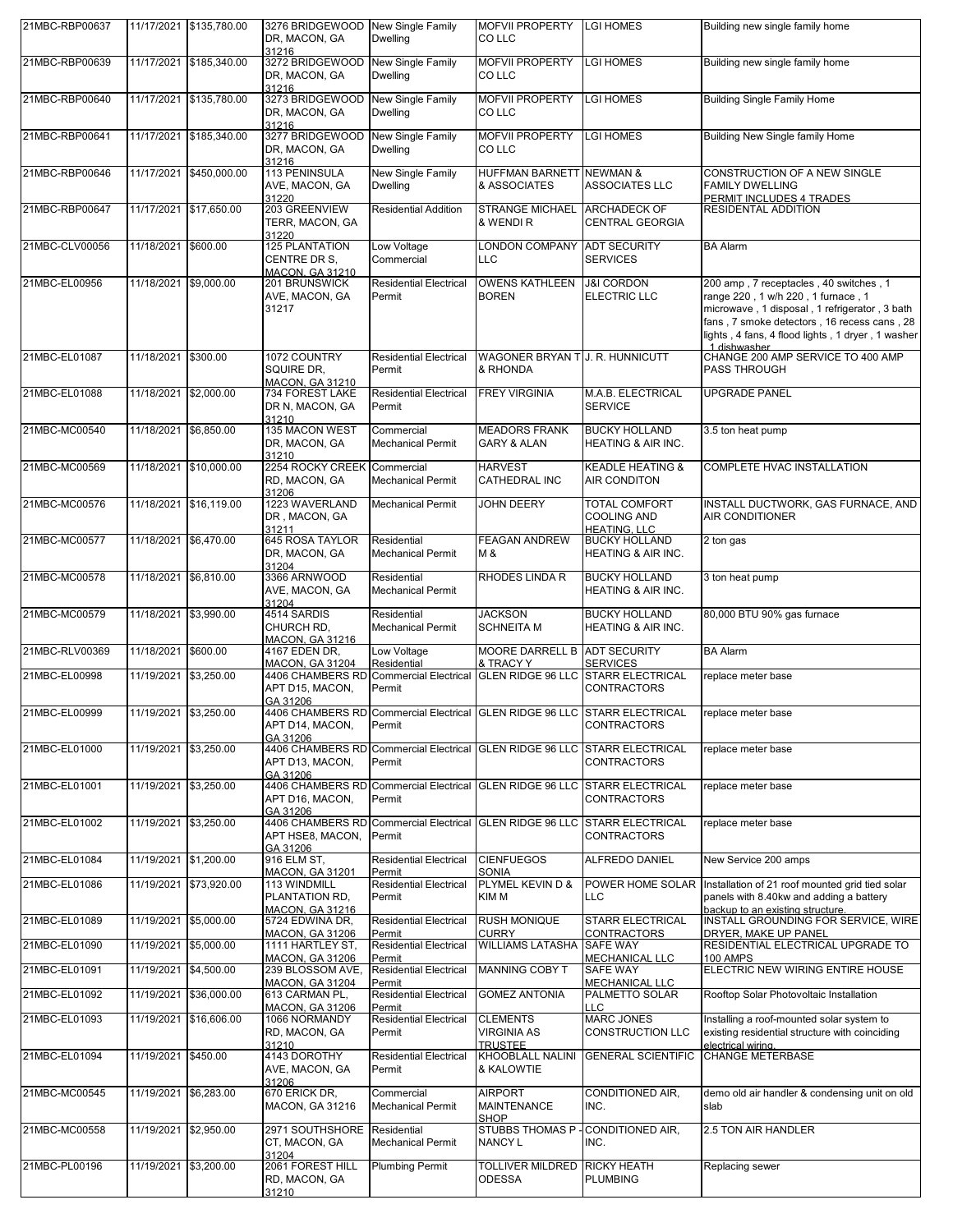| 21MBC-RBP00637 | 11/17/2021 | $135,780.00 | 3276 BRIDGEWOOD DR, MACON, GA 31216 | New Single Family Dwelling | MOFVII PROPERTY CO LLC | LGI HOMES | Building new single family home |
|---|---|---|---|---|---|---|---|
| 21MBC-RBP00639 | 11/17/2021 | $185,340.00 | 3272 BRIDGEWOOD DR, MACON, GA 31216 | New Single Family Dwelling | MOFVII PROPERTY CO LLC | LGI HOMES | Building new single family home |
| 21MBC-RBP00640 | 11/17/2021 | $135,780.00 | 3273 BRIDGEWOOD DR, MACON, GA 31216 | New Single Family Dwelling | MOFVII PROPERTY CO LLC | LGI HOMES | Building Single Family Home |
| 21MBC-RBP00641 | 11/17/2021 | $185,340.00 | 3277 BRIDGEWOOD DR, MACON, GA 31216 | New Single Family Dwelling | MOFVII PROPERTY CO LLC | LGI HOMES | Building New Single family Home |
| 21MBC-RBP00646 | 11/17/2021 | $450,000.00 | 113 PENINSULA AVE, MACON, GA 31220 | New Single Family Dwelling | HUFFMAN BARNETT & ASSOCIATES | NEWMAN & ASSOCIATES LLC | CONSTRUCTION OF A NEW SINGLE FAMILY DWELLING PERMIT INCLUDES 4 TRADES |
| 21MBC-RBP00647 | 11/17/2021 | $17,650.00 | 203 GREENVIEW TERR, MACON, GA 31220 | Residential Addition | STRANGE MICHAEL & WENDI R | ARCHADECK OF CENTRAL GEORGIA | RESIDENTAL ADDITION |
| 21MBC-CLV00056 | 11/18/2021 | $600.00 | 125 PLANTATION CENTRE DR S, MACON, GA 31210 | Low Voltage Commercial | LONDON COMPANY LLC | ADT SECURITY SERVICES | BA Alarm |
| 21MBC-EL00956 | 11/18/2021 | $9,000.00 | 201 BRUNSWICK AVE, MACON, GA 31217 | Residential Electrical Permit | OWENS KATHLEEN BOREN | J&I CORDON ELECTRIC LLC | 200 amp , 7 receptacles , 40 switches , 1 range 220 , 1 w/h 220 , 1 furnace , 1 microwave , 1 disposal , 1 refrigerator , 3 bath fans , 7 smoke detectors , 16 recess cans , 28 lights , 4 fans, 4 flood lights , 1 dryer , 1 washer , 1 dishwasher |
| 21MBC-EL01087 | 11/18/2021 | $300.00 | 1072 COUNTRY SQUIRE DR, MACON, GA 31210 | Residential Electrical Permit | WAGONER BRYAN T & RHONDA | J. R. HUNNICUTT | CHANGE 200 AMP SERVICE TO 400 AMP PASS THROUGH |
| 21MBC-EL01088 | 11/18/2021 | $2,000.00 | 734 FOREST LAKE DR N, MACON, GA 31210 | Residential Electrical Permit | FREY VIRGINIA | M.A.B. ELECTRICAL SERVICE | UPGRADE PANEL |
| 21MBC-MC00540 | 11/18/2021 | $6,850.00 | 135 MACON WEST DR, MACON, GA 31210 | Commercial Mechanical Permit | MEADORS FRANK GARY & ALAN | BUCKY HOLLAND HEATING & AIR INC. | 3.5 ton heat pump |
| 21MBC-MC00569 | 11/18/2021 | $10,000.00 | 2254 ROCKY CREEK RD, MACON, GA 31206 | Commercial Mechanical Permit | HARVEST CATHEDRAL INC | KEADLE HEATING & AIR CONDITON | COMPLETE HVAC INSTALLATION |
| 21MBC-MC00576 | 11/18/2021 | $16,119.00 | 1223 WAVERLAND DR , MACON, GA 31211 | Mechanical Permit | JOHN DEERY | TOTAL COMFORT COOLING AND HEATING, LLC | INSTALL DUCTWORK, GAS FURNACE, AND AIR CONDITIONER |
| 21MBC-MC00577 | 11/18/2021 | $6,470.00 | 645 ROSA TAYLOR DR, MACON, GA 31204 | Residential Mechanical Permit | FEAGAN ANDREW M & | BUCKY HOLLAND HEATING & AIR INC. | 2 ton gas |
| 21MBC-MC00578 | 11/18/2021 | $6,810.00 | 3366 ARNWOOD AVE, MACON, GA 31204 | Residential Mechanical Permit | RHODES LINDA R | BUCKY HOLLAND HEATING & AIR INC. | 3 ton heat pump |
| 21MBC-MC00579 | 11/18/2021 | $3,990.00 | 4514 SARDIS CHURCH RD, MACON, GA 31216 | Residential Mechanical Permit | JACKSON SCHNEITA M | BUCKY HOLLAND HEATING & AIR INC. | 80,000 BTU 90% gas furnace |
| 21MBC-RLV00369 | 11/18/2021 | $600.00 | 4167 EDEN DR, MACON, GA 31204 | Low Voltage Residential | MOORE DARRELL B & TRACY Y | ADT SECURITY SERVICES | BA Alarm |
| 21MBC-EL00998 | 11/19/2021 | $3,250.00 | 4406 CHAMBERS RD APT D15, MACON, GA 31206 | Commercial Electrical Permit | GLEN RIDGE 96 LLC | STARR ELECTRICAL CONTRACTORS | replace meter base |
| 21MBC-EL00999 | 11/19/2021 | $3,250.00 | 4406 CHAMBERS RD APT D14, MACON, GA 31206 | Commercial Electrical Permit | GLEN RIDGE 96 LLC | STARR ELECTRICAL CONTRACTORS | replace meter base |
| 21MBC-EL01000 | 11/19/2021 | $3,250.00 | 4406 CHAMBERS RD APT D13, MACON, GA 31206 | Commercial Electrical Permit | GLEN RIDGE 96 LLC | STARR ELECTRICAL CONTRACTORS | replace meter base |
| 21MBC-EL01001 | 11/19/2021 | $3,250.00 | 4406 CHAMBERS RD APT D16, MACON, GA 31206 | Commercial Electrical Permit | GLEN RIDGE 96 LLC | STARR ELECTRICAL CONTRACTORS | replace meter base |
| 21MBC-EL01002 | 11/19/2021 | $3,250.00 | 4406 CHAMBERS RD APT HSE8, MACON, GA 31206 | Commercial Electrical Permit | GLEN RIDGE 96 LLC | STARR ELECTRICAL CONTRACTORS | replace meter base |
| 21MBC-EL01084 | 11/19/2021 | $1,200.00 | 916 ELM ST, MACON, GA 31201 | Residential Electrical Permit | CIENFUEGOS SONIA | ALFREDO DANIEL | New Service 200 amps |
| 21MBC-EL01086 | 11/19/2021 | $73,920.00 | 113 WINDMILL PLANTATION RD, MACON, GA 31216 | Residential Electrical Permit | PLYMEL KEVIN D & KIM M | POWER HOME SOLAR LLC | Installation of 21 roof mounted grid tied solar panels with 8.40kw and adding a battery backup to an existing structure. |
| 21MBC-EL01089 | 11/19/2021 | $5,000.00 | 5724 EDWINA DR, MACON, GA 31206 | Residential Electrical Permit | RUSH MONIQUE CURRY | STARR ELECTRICAL CONTRACTORS | INSTALL GROUNDING FOR SERVICE, WIRE DRYER, MAKE UP PANEL |
| 21MBC-EL01090 | 11/19/2021 | $5,000.00 | 1111 HARTLEY ST, MACON, GA 31206 | Residential Electrical Permit | WILLIAMS LATASHA | SAFE WAY MECHANICAL LLC | RESIDENTIAL ELECTRICAL UPGRADE TO 100 AMPS |
| 21MBC-EL01091 | 11/19/2021 | $4,500.00 | 239 BLOSSOM AVE, MACON, GA 31204 | Residential Electrical Permit | MANNING COBY T | SAFE WAY MECHANICAL LLC | ELECTRIC NEW WIRING ENTIRE HOUSE |
| 21MBC-EL01092 | 11/19/2021 | $36,000.00 | 613 CARMAN PL, MACON, GA 31206 | Residential Electrical Permit | GOMEZ ANTONIA | PALMETTO SOLAR LLC | Rooftop Solar Photovoltaic Installation |
| 21MBC-EL01093 | 11/19/2021 | $16,606.00 | 1066 NORMANDY RD, MACON, GA 31210 | Residential Electrical Permit | CLEMENTS VIRGINIA AS TRUSTEE | MARC JONES CONSTRUCTION LLC | Installing a roof-mounted solar system to existing residential structure with coinciding electrical wiring. |
| 21MBC-EL01094 | 11/19/2021 | $450.00 | 4143 DOROTHY AVE, MACON, GA 31206 | Residential Electrical Permit | KHOOBLALL NALINI & KALOWTIE | GENERAL SCIENTIFIC | CHANGE METERBASE |
| 21MBC-MC00545 | 11/19/2021 | $6,283.00 | 670 ERICK DR, MACON, GA 31216 | Commercial Mechanical Permit | AIRPORT MAINTENANCE SHOP | CONDITIONED AIR, INC. | demo old air handler & condensing unit on old slab |
| 21MBC-MC00558 | 11/19/2021 | $2,950.00 | 2971 SOUTHSHORE CT, MACON, GA 31204 | Residential Mechanical Permit | STUBBS THOMAS P - NANCY L | CONDITIONED AIR, INC. | 2.5 TON AIR HANDLER |
| 21MBC-PL00196 | 11/19/2021 | $3,200.00 | 2061 FOREST HILL RD, MACON, GA 31210 | Plumbing Permit | TOLLIVER MILDRED ODESSA | RICKY HEATH PLUMBING | Replacing sewer |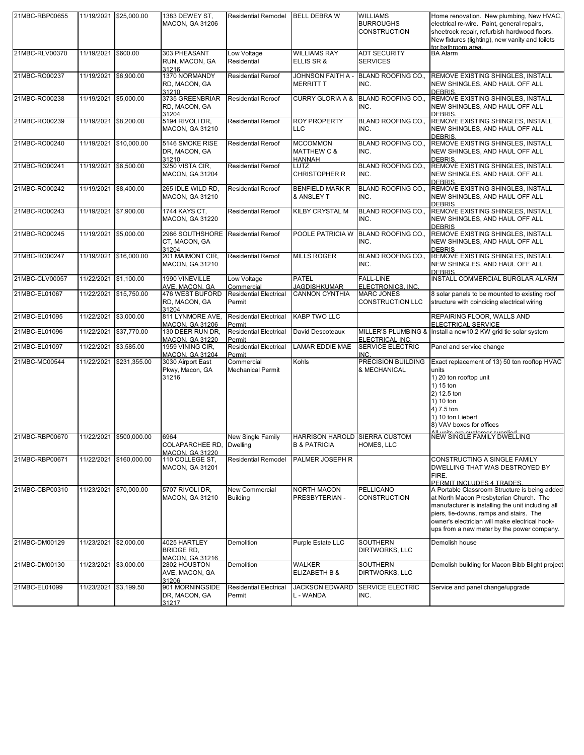| | | | | | | | |
|---|---|---|---|---|---|---|---|
| 21MBC-RBP00655 | 11/19/2021 | $25,000.00 | 1383 DEWEY ST, MACON, GA 31206 | Residential Remodel | BELL DEBRA W | WILLIAMS BURROUGHS CONSTRUCTION | Home renovation. New plumbing, New HVAC, electrical re-wire. Paint, general repairs, sheetrock repair, refurbish hardwood floors. New fixtures (lighting), new vanity and toilets for bathroom area. |
| 21MBC-RLV00370 | 11/19/2021 | $600.00 | 303 PHEASANT RUN, MACON, GA 31216 | Low Voltage Residential | WILLIAMS RAY ELLIS SR & | ADT SECURITY SERVICES | BA Alarm |
| 21MBC-RO00237 | 11/19/2021 | $6,900.00 | 1370 NORMANDY RD, MACON, GA 31210 | Residential Reroof | JOHNSON FAITH A - MERRITT T | BLAND ROOFING CO., INC. | REMOVE EXISTING SHINGLES, INSTALL NEW SHINGLES, AND HAUL OFF ALL DEBRIS. |
| 21MBC-RO00238 | 11/19/2021 | $5,000.00 | 3735 GREENBRIAR RD, MACON, GA 31204 | Residential Reroof | CURRY GLORIA A & | BLAND ROOFING CO., INC. | REMOVE EXISTING SHINGLES, INSTALL NEW SHINGLES, AND HAUL OFF ALL DEBRIS. |
| 21MBC-RO00239 | 11/19/2021 | $8,200.00 | 5194 RIVOLI DR, MACON, GA 31210 | Residential Reroof | ROY PROPERTY LLC | BLAND ROOFING CO., INC. | REMOVE EXISTING SHINGLES, INSTALL NEW SHINGLES, AND HAUL OFF ALL DEBRIS. |
| 21MBC-RO00240 | 11/19/2021 | $10,000.00 | 5146 SMOKE RISE DR, MACON, GA 31210 | Residential Reroof | MCCOMMON MATTHEW C & HANNAH | BLAND ROOFING CO., INC. | REMOVE EXISTING SHINGLES, INSTALL NEW SHINGLES, AND HAUL OFF ALL DEBRIS. |
| 21MBC-RO00241 | 11/19/2021 | $6,500.00 | 3250 VISTA CIR, MACON, GA 31204 | Residential Reroof | LUTZ CHRISTOPHER R | BLAND ROOFING CO., INC. | REMOVE EXISTING SHINGLES, INSTALL NEW SHINGLES, AND HAUL OFF ALL DEBRIS. |
| 21MBC-RO00242 | 11/19/2021 | $8,400.00 | 265 IDLE WILD RD, MACON, GA 31210 | Residential Reroof | BENFIELD MARK R & ANSLEY T | BLAND ROOFING CO., INC. | REMOVE EXISTING SHINGLES, INSTALL NEW SHINGLES, AND HAUL OFF ALL DEBRIS |
| 21MBC-RO00243 | 11/19/2021 | $7,900.00 | 1744 KAYS CT, MACON, GA 31220 | Residential Reroof | KILBY CRYSTAL M | BLAND ROOFING CO., INC. | REMOVE EXISTING SHINGLES, INSTALL NEW SHINGLES, AND HAUL OFF ALL DEBRIS |
| 21MBC-RO00245 | 11/19/2021 | $5,000.00 | 2966 SOUTHSHORE CT, MACON, GA 31204 | Residential Reroof | POOLE PATRICIA W | BLAND ROOFING CO., INC. | REMOVE EXISTING SHINGLES, INSTALL NEW SHINGLES, AND HAUL OFF ALL DEBRIS |
| 21MBC-RO00247 | 11/19/2021 | $16,000.00 | 201 MAIMONT CIR, MACON, GA 31210 | Residential Reroof | MILLS ROGER | BLAND ROOFING CO., INC. | REMOVE EXISTING SHINGLES, INSTALL NEW SHINGLES, AND HAUL OFF ALL DEBRIS |
| 21MBC-CLV00057 | 11/22/2021 | $1,100.00 | 1990 VINEVILLE AVE, MACON, GA | Low Voltage Commercial | PATEL JAGDISHKUMAR | FALL-LINE ELECTRONICS, INC. | INSTALL COMMERCIAL BURGLAR ALARM |
| 21MBC-EL01067 | 11/22/2021 | $15,750.00 | 476 WEST BUFORD RD, MACON, GA 31204 | Residential Electrical Permit | CANNON CYNTHIA | MARC JONES CONSTRUCTION LLC | 8 solar panels to be mounted to existing roof structure with coinciding electrical wiring |
| 21MBC-EL01095 | 11/22/2021 | $3,000.00 | 811 LYNMORE AVE, MACON, GA 31206 | Residential Electrical Permit | KABP TWO LLC | | REPAIRING FLOOR, WALLS AND ELECTRICAL SERVICE |
| 21MBC-EL01096 | 11/22/2021 | $37,770.00 | 130 DEER RUN DR, MACON, GA 31220 | Residential Electrical Permit | David Descoteaux | MILLER'S PLUMBING & ELECTRICAL INC. | Install a new10.2 KW grid tie solar system |
| 21MBC-EL01097 | 11/22/2021 | $3,585.00 | 1959 VINING CIR, MACON, GA 31204 | Residential Electrical Permit | LAMAR EDDIE MAE | SERVICE ELECTRIC INC. | Panel and service change |
| 21MBC-MC00544 | 11/22/2021 | $231,355.00 | 3030 Airport East Pkwy, Macon, GA 31216 | Commercial Mechanical Permit | Kohls | PRECISION BUILDING & MECHANICAL | Exact replacement of 13) 50 ton rooftop HVAC units<br>1) 20 ton rooftop unit<br>1) 15 ton<br>2) 12.5 ton<br>1) 10 ton<br>4) 7.5 ton<br>1) 10 ton Liebert<br>8) VAV boxes for offices<br>All units are customer supplied |
| 21MBC-RBP00670 | 11/22/2021 | $500,000.00 | 6964 COLAPARCHEE RD, MACON, GA 31220 | New Single Family Dwelling | HARRISON HAROLD B & PATRICIA | SIERRA CUSTOM HOMES, LLC | NEW SINGLE FAMILY DWELLING |
| 21MBC-RBP00671 | 11/22/2021 | $160,000.00 | 110 COLLEGE ST, MACON, GA 31201 | Residential Remodel | PALMER JOSEPH R | | CONSTRUCTING A SINGLE FAMILY DWELLING THAT WAS DESTROYED BY FIRE.<br>PERMIT INCLUDES 4 TRADES. |
| 21MBC-CBP00310 | 11/23/2021 | $70,000.00 | 5707 RIVOLI DR, MACON, GA 31210 | New Commercial Building | NORTH MACON PRESBYTERIAN - | PELLICANO CONSTRUCTION | A Portable Classroom Structure is being added at North Macon Presbyterian Church. The manufacturer is installing the unit including all piers, tie-downs, ramps and stairs. The owner's electrician will make electrical hook-ups from a new meter by the power company. |
| 21MBC-DM00129 | 11/23/2021 | $2,000.00 | 4025 HARTLEY BRIDGE RD, MACON, GA 31216 | Demolition | Purple Estate LLC | SOUTHERN DIRTWORKS, LLC | Demolish house |
| 21MBC-DM00130 | 11/23/2021 | $3,000.00 | 2802 HOUSTON AVE, MACON, GA 31206 | Demolition | WALKER ELIZABETH B & | SOUTHERN DIRTWORKS, LLC | Demolish building for Macon Bibb Blight project |
| 21MBC-EL01099 | 11/23/2021 | $3,199.50 | 901 MORNINGSIDE DR, MACON, GA 31217 | Residential Electrical Permit | JACKSON EDWARD L - WANDA | SERVICE ELECTRIC INC. | Service and panel change/upgrade |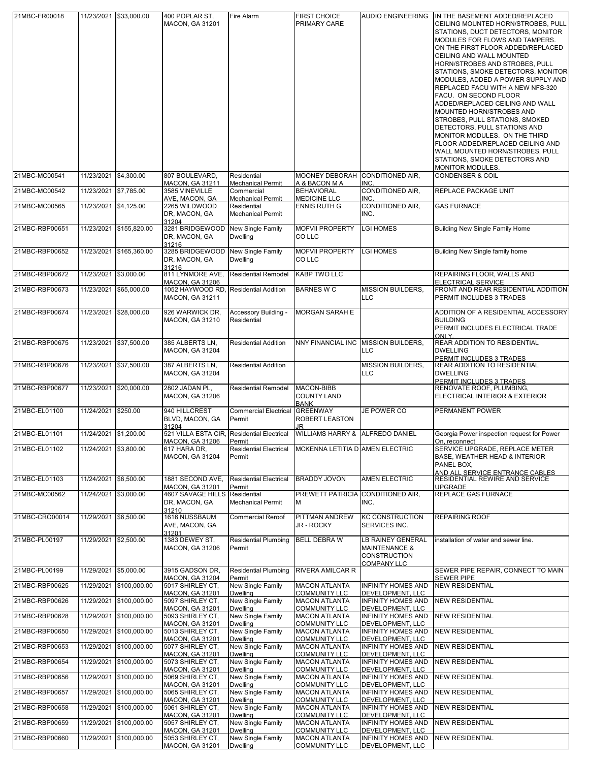| 21MBC-FR00018 | 11/23/2021 | $33,000.00 | 400 POPLAR ST, MACON, GA 31201 | Fire Alarm | FIRST CHOICE PRIMARY CARE | AUDIO ENGINEERING | IN THE BASEMENT ADDED/REPLACED CEILING MOUNTED HORN/STROBES, PULL STATIONS, DUCT DETECTORS, MONITOR MODULES FOR FLOWS AND TAMPERS. ON THE FIRST FLOOR ADDED/REPLACED CEILING AND WALL MOUNTED HORN/STROBES AND STROBES, PULL STATIONS, SMOKE DETECTORS, MONITOR MODULES, ADDED A POWER SUPPLY AND REPLACED FACU WITH A NEW NFS-320 FACU. ON SECOND FLOOR ADDED/REPLACED CEILING AND WALL MOUNTED HORN/STROBES AND STROBES, PULL STATIONS, SMOKED DETECTORS, PULL STATIONS AND MONITOR MODULES. ON THE THIRD FLOOR ADDED/REPLACED CEILING AND WALL MOUNTED HORN/STROBES, PULL STATIONS, SMOKE DETECTORS AND MONITOR MODULES. |
|---|---|---|---|---|---|---|---|
| 21MBC-MC00541 | 11/23/2021 | $4,300.00 | 807 BOULEVARD, MACON, GA 31211 | Residential Mechanical Permit | MOONEY DEBORAH A & BACON M A | CONDITIONED AIR, INC. | CONDENSER & COIL |
| 21MBC-MC00542 | 11/23/2021 | $7,785.00 | 3585 VINEVILLE AVE, MACON, GA | Commercial Mechanical Permit | BEHAVIORAL MEDICINE LLC | CONDITIONED AIR, INC. | REPLACE PACKAGE UNIT |
| 21MBC-MC00565 | 11/23/2021 | $4,125.00 | 2265 WILDWOOD DR, MACON, GA 31204 | Residential Mechanical Permit | ENNIS RUTH G | CONDITIONED AIR, INC. | GAS FURNACE |
| 21MBC-RBP00651 | 11/23/2021 | $155,820.00 | 3281 BRIDGEWOOD DR, MACON, GA 31216 | New Single Family Dwelling | MOFVII PROPERTY CO LLC | LGI HOMES | Building New Single Family Home |
| 21MBC-RBP00652 | 11/23/2021 | $165,360.00 | 3285 BRIDGEWOOD DR, MACON, GA 31216 | New Single Family Dwelling | MOFVII PROPERTY CO LLC | LGI HOMES | Building New Single family home |
| 21MBC-RBP00672 | 11/23/2021 | $3,000.00 | 811 LYNMORE AVE, MACON, GA 31206 | Residential Remodel | KABP TWO LLC | | REPAIRING FLOOR, WALLS AND ELECTRICAL SERVICE. |
| 21MBC-RBP00673 | 11/23/2021 | $65,000.00 | 1052 HAYWOOD RD, MACON, GA 31211 | Residential Addition | BARNES W C | MISSION BUILDERS, LLC | FRONT AND REAR RESIDENTIAL ADDITION PERMIT INCLUDES 3 TRADES |
| 21MBC-RBP00674 | 11/23/2021 | $28,000.00 | 926 WARWICK DR, MACON, GA 31210 | Accessory Building - Residential | MORGAN SARAH E | | ADDITION OF A RESIDENTIAL ACCESSORY BUILDING PERMIT INCLUDES ELECTRICAL TRADE ONLY. |
| 21MBC-RBP00675 | 11/23/2021 | $37,500.00 | 385 ALBERTS LN, MACON, GA 31204 | Residential Addition | NNY FINANCIAL INC | MISSION BUILDERS, LLC | REAR ADDITION TO RESIDENTIAL DWELLING PERMIT INCLUDES 3 TRADES |
| 21MBC-RBP00676 | 11/23/2021 | $37,500.00 | 387 ALBERTS LN, MACON, GA 31204 | Residential Addition | | MISSION BUILDERS, LLC | REAR ADDITION TO RESIDENTIAL DWELLING PERMIT INCLUDES 3 TRADES |
| 21MBC-RBP00677 | 11/23/2021 | $20,000.00 | 2802 JADAN PL, MACON, GA 31206 | Residential Remodel | MACON-BIBB COUNTY LAND BANK | | RENOVATE ROOF, PLUMBING, ELECTRICAL INTERIOR & EXTERIOR |
| 21MBC-EL01100 | 11/24/2021 | $250.00 | 940 HILLCREST BLVD, MACON, GA 31204 | Commercial Electrical Permit | GREENWAY ROBERT LEASTON JR | JE POWER CO | PERMANENT POWER |
| 21MBC-EL01101 | 11/24/2021 | $1,200.00 | 521 VILLA ESTA CIR, MACON, GA 31206 | Residential Electrical Permit | WILLIAMS HARRY & | ALFREDO DANIEL | Georgia Power inspection request for Power On, reconnect |
| 21MBC-EL01102 | 11/24/2021 | $3,800.00 | 617 HARA DR, MACON, GA 31204 | Residential Electrical Permit | MCKENNA LETITIA D | AMEN ELECTRIC | SERVICE UPGRADE, REPLACE METER BASE, WEATHER HEAD & INTERIOR PANEL BOX, AND ALL SERVICE ENTRANCE CABLES |
| 21MBC-EL01103 | 11/24/2021 | $6,500.00 | 1881 SECOND AVE, MACON, GA 31201 | Residential Electrical Permit | BRADDY JOVON | AMEN ELECTRIC | RESIDENTIAL REWIRE AND SERVICE UPGRADE |
| 21MBC-MC00562 | 11/24/2021 | $3,000.00 | 4607 SAVAGE HILLS DR, MACON, GA 31210 | Residential Mechanical Permit | PREWETT PATRICIA M | CONDITIONED AIR, INC. | REPLACE GAS FURNACE |
| 21MBC-CRO00014 | 11/29/2021 | $6,500.00 | 1616 NUSSBAUM AVE, MACON, GA 31201 | Commercial Reroof | PITTMAN ANDREW JR - ROCKY | KC CONSTRUCTION SERVICES INC. | REPAIRING ROOF |
| 21MBC-PL00197 | 11/29/2021 | $2,500.00 | 1383 DEWEY ST, MACON, GA 31206 | Residential Plumbing Permit | BELL DEBRA W | LB RAINEY GENERAL MAINTENANCE & CONSTRUCTION COMPANY LLC | installation of water and sewer line. |
| 21MBC-PL00199 | 11/29/2021 | $5,000.00 | 3915 GADSON DR, MACON, GA 31204 | Residential Plumbing Permit | RIVERA AMILCAR R | | SEWER PIPE REPAIR, CONNECT TO MAIN SEWER PIPE |
| 21MBC-RBP00625 | 11/29/2021 | $100,000.00 | 5017 SHIRLEY CT, MACON, GA 31201 | New Single Family Dwelling | MACON ATLANTA COMMUNITY LLC | INFINITY HOMES AND DEVELOPMENT, LLC | NEW RESIDENTIAL |
| 21MBC-RBP00626 | 11/29/2021 | $100,000.00 | 5097 SHIRLEY CT, MACON, GA 31201 | New Single Family Dwelling | MACON ATLANTA COMMUNITY LLC | INFINITY HOMES AND DEVELOPMENT, LLC | NEW RESIDENTIAL |
| 21MBC-RBP00628 | 11/29/2021 | $100,000.00 | 5093 SHIRLEY CT, MACON, GA 31201 | New Single Family Dwelling | MACON ATLANTA COMMUNITY LLC | INFINITY HOMES AND DEVELOPMENT, LLC | NEW RESIDENTIAL |
| 21MBC-RBP00650 | 11/29/2021 | $100,000.00 | 5013 SHIRLEY CT, MACON, GA 31201 | New Single Family Dwelling | MACON ATLANTA COMMUNITY LLC | INFINITY HOMES AND DEVELOPMENT, LLC | NEW RESIDENTIAL |
| 21MBC-RBP00653 | 11/29/2021 | $100,000.00 | 5077 SHIRLEY CT, MACON, GA 31201 | New Single Family Dwelling | MACON ATLANTA COMMUNITY LLC | INFINITY HOMES AND DEVELOPMENT, LLC | NEW RESIDENTIAL |
| 21MBC-RBP00654 | 11/29/2021 | $100,000.00 | 5073 SHIRLEY CT, MACON, GA 31201 | New Single Family Dwelling | MACON ATLANTA COMMUNITY LLC | INFINITY HOMES AND DEVELOPMENT, LLC | NEW RESIDENTIAL |
| 21MBC-RBP00656 | 11/29/2021 | $100,000.00 | 5069 SHIRLEY CT, MACON, GA 31201 | New Single Family Dwelling | MACON ATLANTA COMMUNITY LLC | INFINITY HOMES AND DEVELOPMENT, LLC | NEW RESIDENTIAL |
| 21MBC-RBP00657 | 11/29/2021 | $100,000.00 | 5065 SHIRLEY CT, MACON, GA 31201 | New Single Family Dwelling | MACON ATLANTA COMMUNITY LLC | INFINITY HOMES AND DEVELOPMENT, LLC | NEW RESIDENTIAL |
| 21MBC-RBP00658 | 11/29/2021 | $100,000.00 | 5061 SHIRLEY CT, MACON, GA 31201 | New Single Family Dwelling | MACON ATLANTA COMMUNITY LLC | INFINITY HOMES AND DEVELOPMENT, LLC | NEW RESIDENTIAL |
| 21MBC-RBP00659 | 11/29/2021 | $100,000.00 | 5057 SHIRLEY CT, MACON, GA 31201 | New Single Family Dwelling | MACON ATLANTA COMMUNITY LLC | INFINITY HOMES AND DEVELOPMENT, LLC | NEW RESIDENTIAL |
| 21MBC-RBP00660 | 11/29/2021 | $100,000.00 | 5053 SHIRLEY CT, MACON, GA 31201 | New Single Family Dwelling | MACON ATLANTA COMMUNITY LLC | INFINITY HOMES AND DEVELOPMENT, LLC | NEW RESIDENTIAL |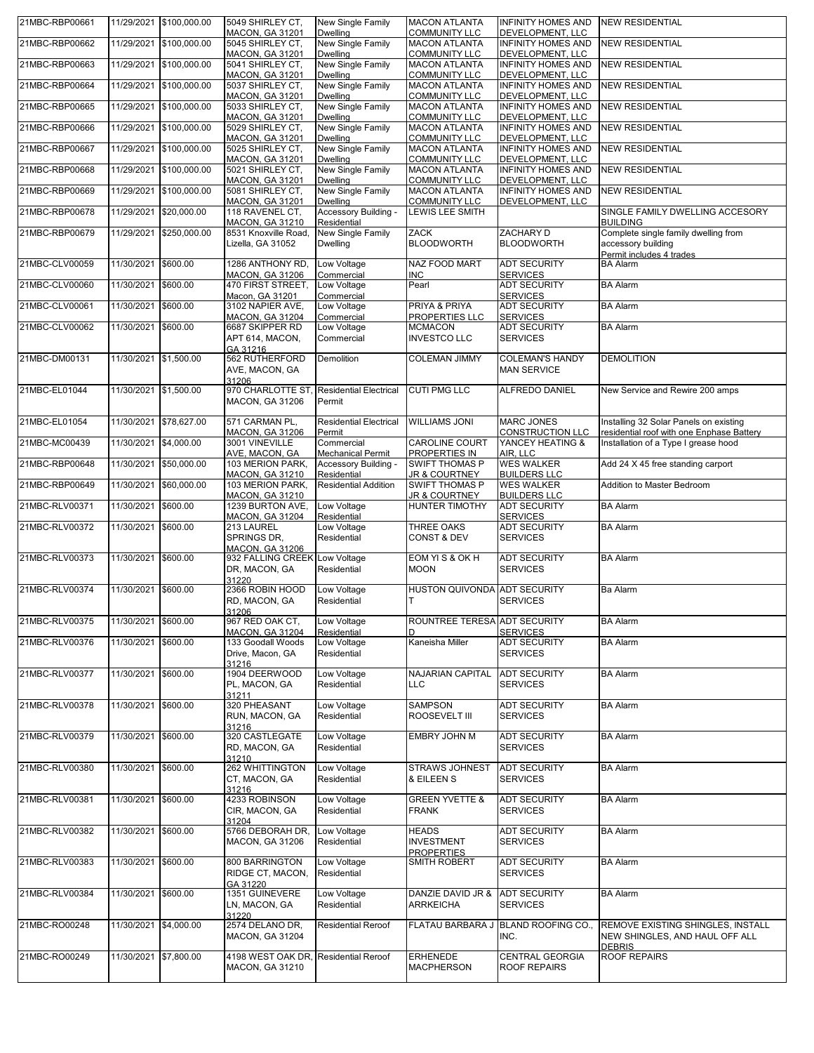| | | | | | | | |
|---|---|---|---|---|---|---|---|
| 21MBC-RBP00661 | 11/29/2021 | $100,000.00 | 5049 SHIRLEY CT, MACON, GA 31201 | New Single Family Dwelling | MACON ATLANTA COMMUNITY LLC | INFINITY HOMES AND DEVELOPMENT, LLC | NEW RESIDENTIAL |
| 21MBC-RBP00662 | 11/29/2021 | $100,000.00 | 5045 SHIRLEY CT, MACON, GA 31201 | New Single Family Dwelling | MACON ATLANTA COMMUNITY LLC | INFINITY HOMES AND DEVELOPMENT, LLC | NEW RESIDENTIAL |
| 21MBC-RBP00663 | 11/29/2021 | $100,000.00 | 5041 SHIRLEY CT, MACON, GA 31201 | New Single Family Dwelling | MACON ATLANTA COMMUNITY LLC | INFINITY HOMES AND DEVELOPMENT, LLC | NEW RESIDENTIAL |
| 21MBC-RBP00664 | 11/29/2021 | $100,000.00 | 5037 SHIRLEY CT, MACON, GA 31201 | New Single Family Dwelling | MACON ATLANTA COMMUNITY LLC | INFINITY HOMES AND DEVELOPMENT, LLC | NEW RESIDENTIAL |
| 21MBC-RBP00665 | 11/29/2021 | $100,000.00 | 5033 SHIRLEY CT, MACON, GA 31201 | New Single Family Dwelling | MACON ATLANTA COMMUNITY LLC | INFINITY HOMES AND DEVELOPMENT, LLC | NEW RESIDENTIAL |
| 21MBC-RBP00666 | 11/29/2021 | $100,000.00 | 5029 SHIRLEY CT, MACON, GA 31201 | New Single Family Dwelling | MACON ATLANTA COMMUNITY LLC | INFINITY HOMES AND DEVELOPMENT, LLC | NEW RESIDENTIAL |
| 21MBC-RBP00667 | 11/29/2021 | $100,000.00 | 5025 SHIRLEY CT, MACON, GA 31201 | New Single Family Dwelling | MACON ATLANTA COMMUNITY LLC | INFINITY HOMES AND DEVELOPMENT, LLC | NEW RESIDENTIAL |
| 21MBC-RBP00668 | 11/29/2021 | $100,000.00 | 5021 SHIRLEY CT, MACON, GA 31201 | New Single Family Dwelling | MACON ATLANTA COMMUNITY LLC | INFINITY HOMES AND DEVELOPMENT, LLC | NEW RESIDENTIAL |
| 21MBC-RBP00669 | 11/29/2021 | $100,000.00 | 5081 SHIRLEY CT, MACON, GA 31201 | New Single Family Dwelling | MACON ATLANTA COMMUNITY LLC | INFINITY HOMES AND DEVELOPMENT, LLC | NEW RESIDENTIAL |
| 21MBC-RBP00678 | 11/29/2021 | $20,000.00 | 118 RAVENEL CT, MACON, GA 31210 | Accessory Building - Residential | LEWIS LEE SMITH | | SINGLE FAMILY DWELLING ACCESORY BUILDING |
| 21MBC-RBP00679 | 11/29/2021 | $250,000.00 | 8531 Knoxville Road, Lizella, GA 31052 | New Single Family Dwelling | ZACK BLOODWORTH | ZACHARY D BLOODWORTH | Complete single family dwelling from accessory building Permit includes 4 trades |
| 21MBC-CLV00059 | 11/30/2021 | $600.00 | 1286 ANTHONY RD, MACON, GA 31206 | Low Voltage Commercial | NAZ FOOD MART INC | ADT SECURITY SERVICES | BA Alarm |
| 21MBC-CLV00060 | 11/30/2021 | $600.00 | 470 FIRST STREET, Macon, GA 31201 | Low Voltage Commercial | Pearl | ADT SECURITY SERVICES | BA Alarm |
| 21MBC-CLV00061 | 11/30/2021 | $600.00 | 3102 NAPIER AVE, MACON, GA 31204 | Low Voltage Commercial | PRIYA & PRIYA PROPERTIES LLC | ADT SECURITY SERVICES | BA Alarm |
| 21MBC-CLV00062 | 11/30/2021 | $600.00 | 6687 SKIPPER RD APT 614, MACON, GA 31216 | Low Voltage Commercial | MCMACON INVESTCO LLC | ADT SECURITY SERVICES | BA Alarm |
| 21MBC-DM00131 | 11/30/2021 | $1,500.00 | 562 RUTHERFORD AVE, MACON, GA 31206 | Demolition | COLEMAN JIMMY | COLEMAN'S HANDY MAN SERVICE | DEMOLITION |
| 21MBC-EL01044 | 11/30/2021 | $1,500.00 | 970 CHARLOTTE ST, MACON, GA 31206 | Residential Electrical Permit | CUTI PMG LLC | ALFREDO DANIEL | New Service and Rewire 200 amps |
| 21MBC-EL01054 | 11/30/2021 | $78,627.00 | 571 CARMAN PL, MACON, GA 31206 | Residential Electrical Permit | WILLIAMS JONI | MARC JONES CONSTRUCTION LLC | Installing 32 Solar Panels on existing residential roof with one Enphase Battery |
| 21MBC-MC00439 | 11/30/2021 | $4,000.00 | 3001 VINEVILLE AVE, MACON, GA | Commercial Mechanical Permit | CAROLINE COURT PROPERTIES IN | YANCEY HEATING & AIR, LLC | Installation of a Type I grease hood |
| 21MBC-RBP00648 | 11/30/2021 | $50,000.00 | 103 MERION PARK, MACON, GA 31210 | Accessory Building - Residential | SWIFT THOMAS P JR & COURTNEY | WES WALKER BUILDERS LLC | Add 24 X 45 free standing carport |
| 21MBC-RBP00649 | 11/30/2021 | $60,000.00 | 103 MERION PARK, MACON, GA 31210 | Residential Addition | SWIFT THOMAS P JR & COURTNEY | WES WALKER BUILDERS LLC | Addition to Master Bedroom |
| 21MBC-RLV00371 | 11/30/2021 | $600.00 | 1239 BURTON AVE, MACON, GA 31204 | Low Voltage Residential | HUNTER TIMOTHY | ADT SECURITY SERVICES | BA Alarm |
| 21MBC-RLV00372 | 11/30/2021 | $600.00 | 213 LAUREL SPRINGS DR, MACON, GA 31206 | Low Voltage Residential | THREE OAKS CONST & DEV | ADT SECURITY SERVICES | BA Alarm |
| 21MBC-RLV00373 | 11/30/2021 | $600.00 | 932 FALLING CREEK DR, MACON, GA 31220 | Low Voltage Residential | EOM YI S & OK H MOON | ADT SECURITY SERVICES | BA Alarm |
| 21MBC-RLV00374 | 11/30/2021 | $600.00 | 2366 ROBIN HOOD RD, MACON, GA 31206 | Low Voltage Residential | HUSTON QUIVONDA T | ADT SECURITY SERVICES | Ba Alarm |
| 21MBC-RLV00375 | 11/30/2021 | $600.00 | 967 RED OAK CT, MACON, GA 31204 | Low Voltage Residential | ROUNTREE TERESA D | ADT SECURITY SERVICES | BA Alarm |
| 21MBC-RLV00376 | 11/30/2021 | $600.00 | 133 Goodall Woods Drive, Macon, GA 31216 | Low Voltage Residential | Kaneisha Miller | ADT SECURITY SERVICES | BA Alarm |
| 21MBC-RLV00377 | 11/30/2021 | $600.00 | 1904 DEERWOOD PL, MACON, GA 31211 | Low Voltage Residential | NAJARIAN CAPITAL LLC | ADT SECURITY SERVICES | BA Alarm |
| 21MBC-RLV00378 | 11/30/2021 | $600.00 | 320 PHEASANT RUN, MACON, GA 31216 | Low Voltage Residential | SAMPSON ROOSEVELT III | ADT SECURITY SERVICES | BA Alarm |
| 21MBC-RLV00379 | 11/30/2021 | $600.00 | 320 CASTLEGATE RD, MACON, GA 31210 | Low Voltage Residential | EMBRY JOHN M | ADT SECURITY SERVICES | BA Alarm |
| 21MBC-RLV00380 | 11/30/2021 | $600.00 | 262 WHITTINGTON CT, MACON, GA 31216 | Low Voltage Residential | STRAWS JOHNEST & EILEEN S | ADT SECURITY SERVICES | BA Alarm |
| 21MBC-RLV00381 | 11/30/2021 | $600.00 | 4233 ROBINSON CIR, MACON, GA 31204 | Low Voltage Residential | GREEN YVETTE & FRANK | ADT SECURITY SERVICES | BA Alarm |
| 21MBC-RLV00382 | 11/30/2021 | $600.00 | 5766 DEBORAH DR, MACON, GA 31206 | Low Voltage Residential | HEADS INVESTMENT PROPERTIES | ADT SECURITY SERVICES | BA Alarm |
| 21MBC-RLV00383 | 11/30/2021 | $600.00 | 800 BARRINGTON RIDGE CT, MACON, GA 31220 | Low Voltage Residential | SMITH ROBERT | ADT SECURITY SERVICES | BA Alarm |
| 21MBC-RLV00384 | 11/30/2021 | $600.00 | 1351 GUINEVERE LN, MACON, GA 31220 | Low Voltage Residential | DANZIE DAVID JR & ARRKEICHA | ADT SECURITY SERVICES | BA Alarm |
| 21MBC-RO00248 | 11/30/2021 | $4,000.00 | 2574 DELANO DR, MACON, GA 31204 | Residential Reroof | FLATAU BARBARA J | BLAND ROOFING CO., INC. | REMOVE EXISTING SHINGLES, INSTALL NEW SHINGLES, AND HAUL OFF ALL DEBRIS |
| 21MBC-RO00249 | 11/30/2021 | $7,800.00 | 4198 WEST OAK DR, MACON, GA 31210 | Residential Reroof | ERHENEDE MACPHERSON | CENTRAL GEORGIA ROOF REPAIRS | ROOF REPAIRS |